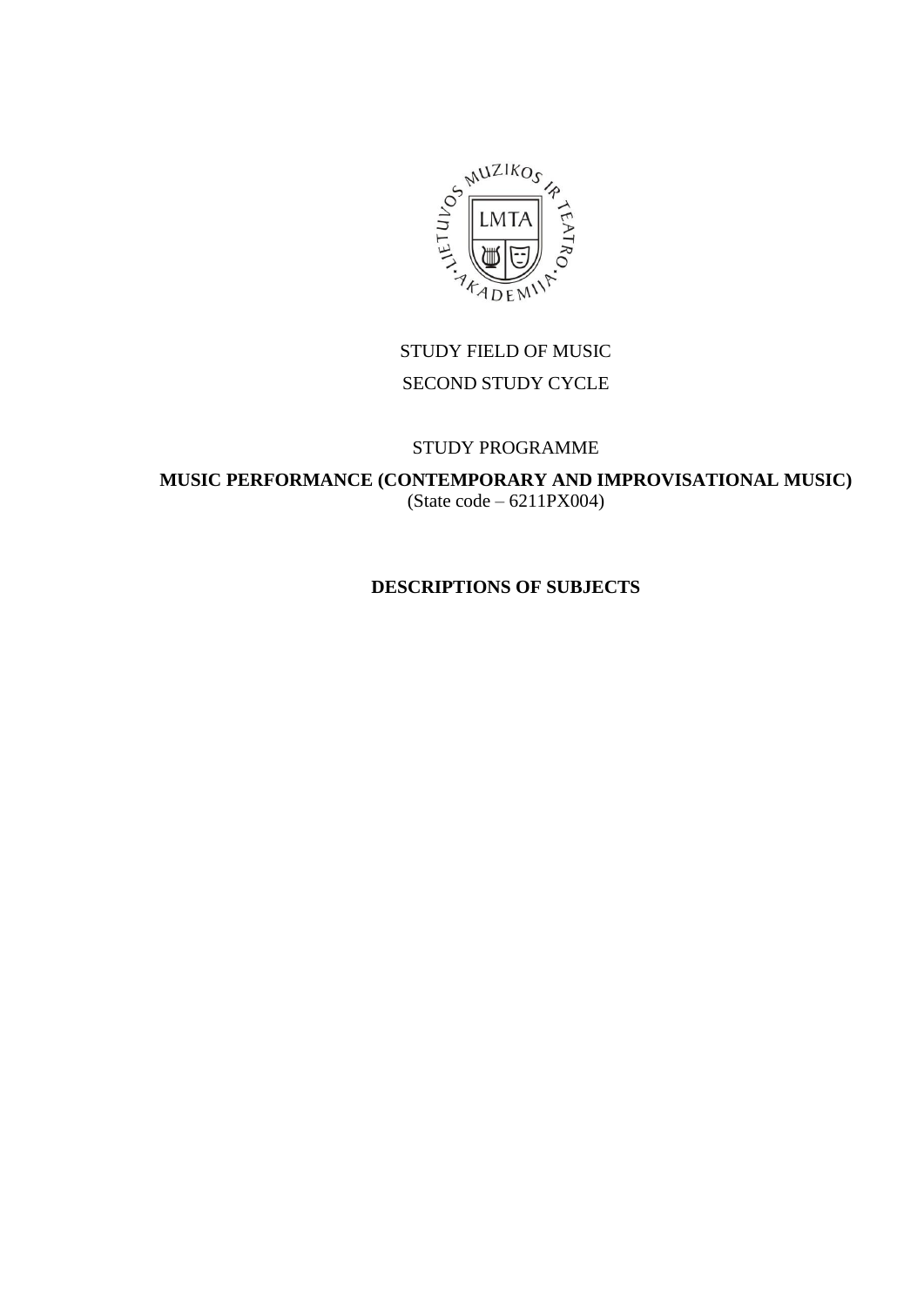STUDY FIELD OF MUSIC

SECOND STUDY CYCLE

STUDY PROGRAMME

**MUSIC PERFORMANCE (CONTEMPORARY AND IMPROVISATIONAL MUSIC)**

(State code – 6211PX004)

**DESCRIPTIONS OF SUBJECTS**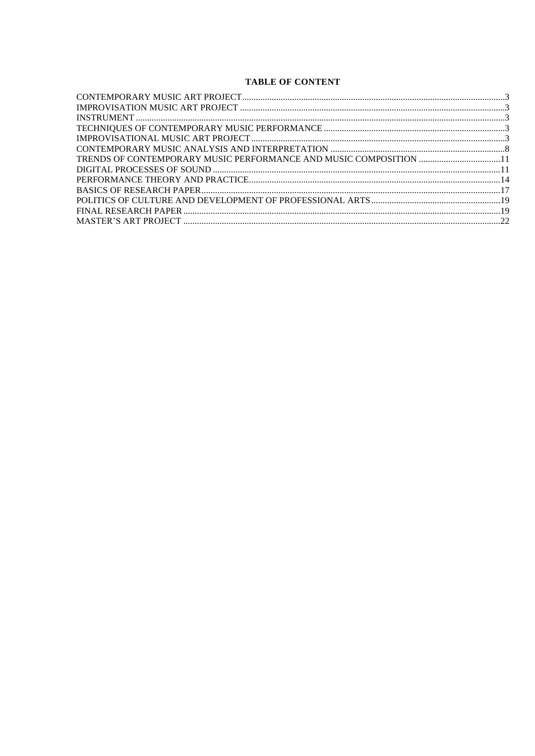**TABLE OF CONTENT**

| | |
|---|---|
| CONTEMPORARY MUSIC ART PROJECT | 3 |
| IMPROVISATION MUSIC ART PROJECT | 3 |
| INSTRUMENT | 3 |
| TECHNIQUES OF CONTEMPORARY MUSIC PERFORMANCE | 3 |
| IMPROVISATIONAL MUSIC ART PROJECT | 3 |
| CONTEMPORARY MUSIC ANALYSIS AND INTERPRETATION | 8 |
| TRENDS OF CONTEMPORARY MUSIC PERFORMANCE AND MUSIC COMPOSITION | 11 |
| DIGITAL PROCESSES OF SOUND | 11 |
| PERFORMANCE THEORY AND PRACTICE | 14 |
| BASICS OF RESEARCH PAPER | 17 |
| POLITICS OF CULTURE AND DEVELOPMENT OF PROFESSIONAL ARTS | 19 |
| FINAL RESEARCH PAPER | 19 |
| MASTER'S ART PROJECT | 22 |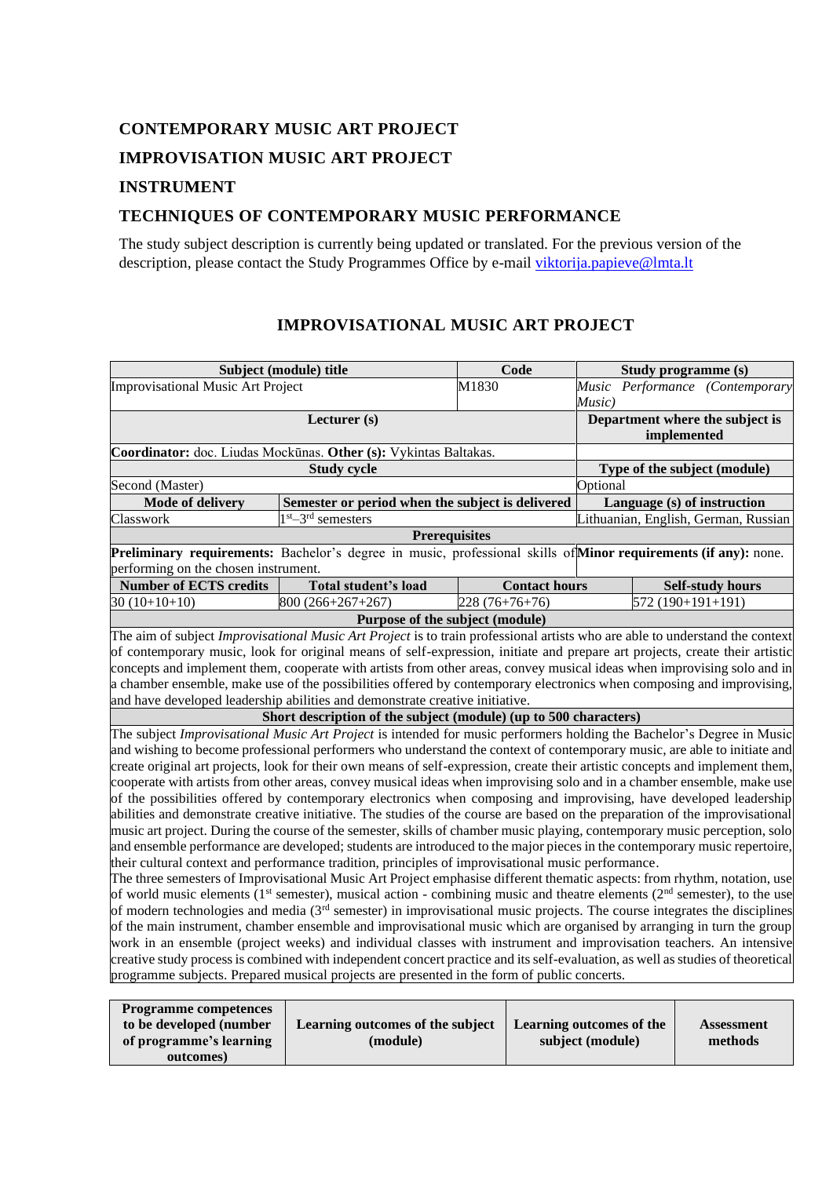## CONTEMPORARY MUSIC ART PROJECT

## IMPROVISATION MUSIC ART PROJECT

## INSTRUMENT

## TECHNIQUES OF CONTEMPORARY MUSIC PERFORMANCE

The study subject description is currently being updated or translated. For the previous version of the description, please contact the Study Programmes Office by e-mail viktorija.papieve@lmta.lt

## IMPROVISATIONAL MUSIC ART PROJECT

| Subject (module) title | | Code | | Study programme (s) |
|---|---|---|---|---|
| Improvisational Music Art Project | | M1830 | | *Music Performance (Contemporary Music)* |
| **Lecturer (s)** | | | | **Department where the subject is implemented** |
| **Coordinator:** doc. Liudas Mockūnas. **Other (s):** Vykintas Baltakas. | | | | |
| **Study cycle** | | | | **Type of the subject (module)** |
| Second (Master) | | | | Optional |
| **Mode of delivery** | **Semester or period when the subject is delivered** | | | **Language (s) of instruction** |
| Classwork | 1st–3rd semesters | | | Lithuanian, English, German, Russian |
| **Prerequisites** | | | | |
| **Preliminary requirements:** Bachelor's degree in music, professional skills of performing on the chosen instrument. | | | | **Minor requirements (if any):** none. |
| **Number of ECTS credits** | **Total student's load** | **Contact hours** | | **Self-study hours** |
| 30 (10+10+10) | 800 (266+267+267) | 228 (76+76+76) | | 572 (190+191+191) |
| **Purpose of the subject (module)** | | | | |
| The aim of subject *Improvisational Music Art Project* is to train professional artists who are able to understand the context of contemporary music, look for original means of self-expression, initiate and prepare art projects, create their artistic concepts and implement them, cooperate with artists from other areas, convey musical ideas when improvising solo and in a chamber ensemble, make use of the possibilities offered by contemporary electronics when composing and improvising, and have developed leadership abilities and demonstrate creative initiative. | | | | |
| **Short description of the subject (module) (up to 500 characters)** | | | | |
| The subject *Improvisational Music Art Project* is intended for music performers holding the Bachelor's Degree in Music and wishing to become professional performers who understand the context of contemporary music, are able to initiate and create original art projects, look for their own means of self-expression, create their artistic concepts and implement them, cooperate with artists from other areas, convey musical ideas when improvising solo and in a chamber ensemble, make use of the possibilities offered by contemporary electronics when composing and improvising, have developed leadership abilities and demonstrate creative initiative. The studies of the course are based on the preparation of the improvisational music art project. During the course of the semester, skills of chamber music playing, contemporary music perception, solo and ensemble performance are developed; students are introduced to the major pieces in the contemporary music repertoire, their cultural context and performance tradition, principles of improvisational music performance. The three semesters of Improvisational Music Art Project emphasise different thematic aspects: from rhythm, notation, use of world music elements (1st semester), musical action - combining music and theatre elements (2nd semester), to the use of modern technologies and media (3rd semester) in improvisational music projects. The course integrates the disciplines of the main instrument, chamber ensemble and improvisational music which are organised by arranging in turn the group work in an ensemble (project weeks) and individual classes with instrument and improvisation teachers. An intensive creative study process is combined with independent concert practice and its self-evaluation, as well as studies of theoretical programme subjects. Prepared musical projects are presented in the form of public concerts. | | | | |

| Programme competences to be developed (number of programme's learning outcomes) | Learning outcomes of the subject (module) | Learning outcomes of the subject (module) | Assessment methods |
|---|---|---|---|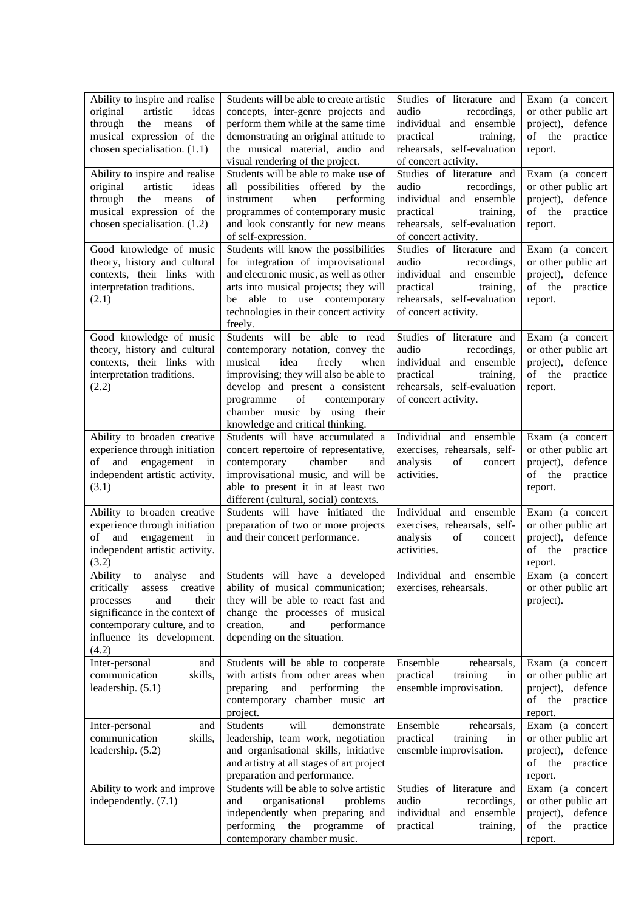| | | | |
|---|---|---|---|
| Ability to inspire and realise original artistic ideas through the means of musical expression of the chosen specialisation. (1.1) | Students will be able to create artistic concepts, inter-genre projects and perform them while at the same time demonstrating an original attitude to the musical material, audio and visual rendering of the project. | Studies of literature and audio recordings, individual and ensemble practical training, rehearsals, self-evaluation of concert activity. | Exam (a concert or other public art project), defence of the practice report. |
| Ability to inspire and realise original artistic ideas through the means of musical expression of the chosen specialisation. (1.2) | Students will be able to make use of all possibilities offered by the instrument when performing programmes of contemporary music and look constantly for new means of self-expression. | Studies of literature and audio recordings, individual and ensemble practical training, rehearsals, self-evaluation of concert activity. | Exam (a concert or other public art project), defence of the practice report. |
| Good knowledge of music theory, history and cultural contexts, their links with interpretation traditions. (2.1) | Students will know the possibilities for integration of improvisational and electronic music, as well as other arts into musical projects; they will be able to use contemporary technologies in their concert activity freely. | Studies of literature and audio recordings, individual and ensemble practical training, rehearsals, self-evaluation of concert activity. | Exam (a concert or other public art project), defence of the practice report. |
| Good knowledge of music theory, history and cultural contexts, their links with interpretation traditions. (2.2) | Students will be able to read contemporary notation, convey the musical idea freely when improvising; they will also be able to develop and present a consistent programme of contemporary chamber music by using their knowledge and critical thinking. | Studies of literature and audio recordings, individual and ensemble practical training, rehearsals, self-evaluation of concert activity. | Exam (a concert or other public art project), defence of the practice report. |
| Ability to broaden creative experience through initiation of and engagement in independent artistic activity. (3.1) | Students will have accumulated a concert repertoire of representative, contemporary chamber and improvisational music, and will be able to present it in at least two different (cultural, social) contexts. | Individual and ensemble exercises, rehearsals, self-analysis of concert activities. | Exam (a concert or other public art project), defence of the practice report. |
| Ability to broaden creative experience through initiation of and engagement in independent artistic activity. (3.2) | Students will have initiated the preparation of two or more projects and their concert performance. | Individual and ensemble exercises, rehearsals, self-analysis of concert activities. | Exam (a concert or other public art project), defence of the practice report. |
| Ability to analyse and critically assess creative processes and their significance in the context of contemporary culture, and to influence its development. (4.2) | Students will have a developed ability of musical communication; they will be able to react fast and change the processes of musical creation, and performance depending on the situation. | Individual and ensemble exercises, rehearsals. | Exam (a concert or other public art project). |
| Inter-personal and communication skills, leadership. (5.1) | Students will be able to cooperate with artists from other areas when preparing and performing the contemporary chamber music art project. | Ensemble rehearsals, practical training in ensemble improvisation. | Exam (a concert or other public art project), defence of the practice report. |
| Inter-personal and communication skills, leadership. (5.2) | Students will demonstrate leadership, team work, negotiation and organisational skills, initiative and artistry at all stages of art project preparation and performance. | Ensemble rehearsals, practical training in ensemble improvisation. | Exam (a concert or other public art project), defence of the practice report. |
| Ability to work and improve independently. (7.1) | Students will be able to solve artistic and organisational problems independently when preparing and performing the programme of contemporary chamber music. | Studies of literature and audio recordings, individual and ensemble practical training, | Exam (a concert or other public art project), defence of the practice report. |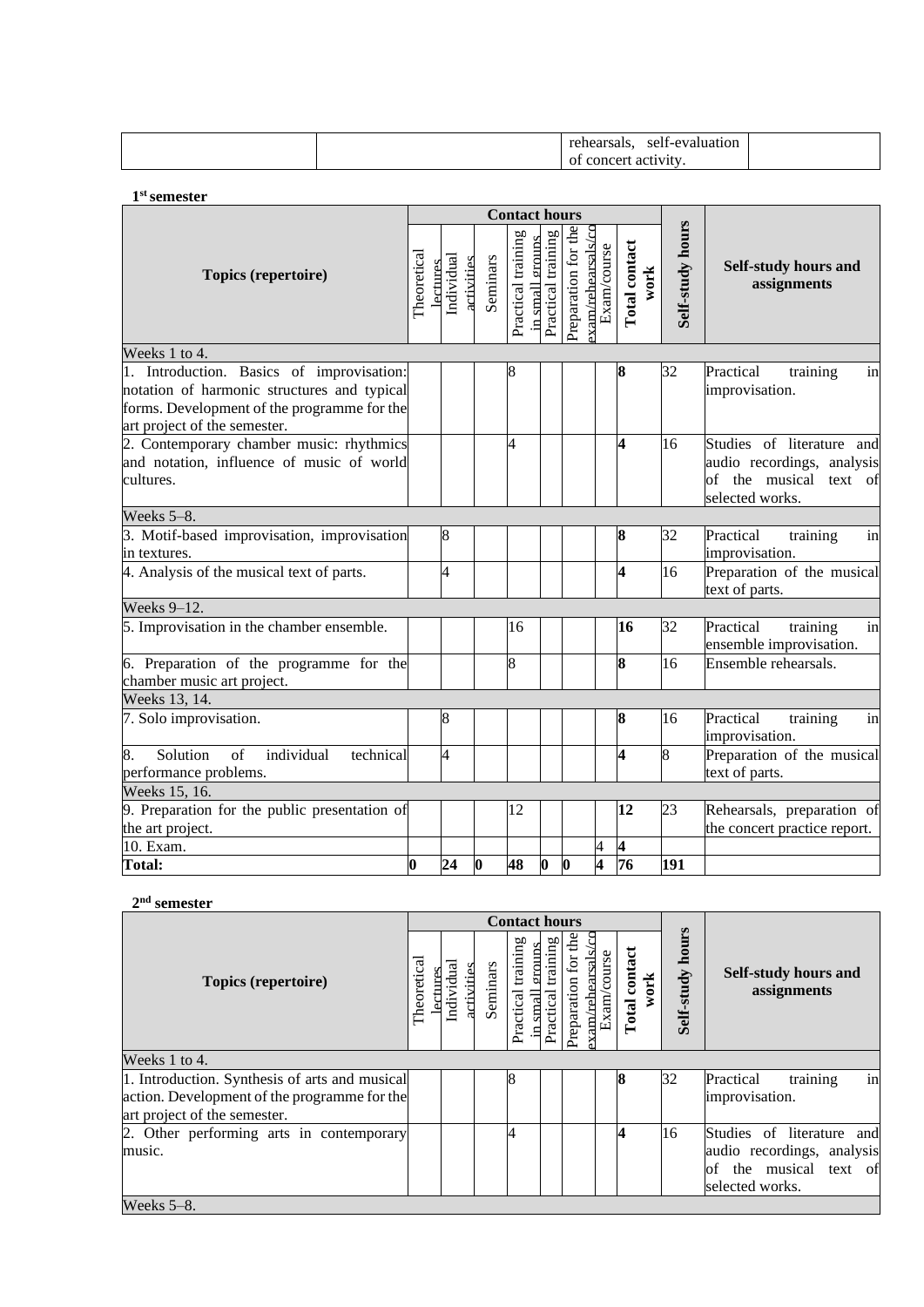| | | rehearsals, self-evaluation of concert activity. | |
|---|---|---|---|

**1st semester**

| Topics (repertoire) | Contact hours | | | | | | | | Self-study hours | Self-study hours and assignments |
|---|---|---|---|---|---|---|---|---|---|---|
| | Theoretical lectures | Individual activities | Seminars | Practical training in small groups | Practical training | Preparation for the exam/rehearsals/co | Exam/course | Total contact work | | |
| Weeks 1 to 4. | | | | | | | | | | |
| 1. Introduction. Basics of improvisation: notation of harmonic structures and typical forms. Development of the programme for the art project of the semester. | | | | 8 | | | | **8** | 32 | Practical training in improvisation. |
| 2. Contemporary chamber music: rhythmics and notation, influence of music of world cultures. | | | | 4 | | | | **4** | 16 | Studies of literature and audio recordings, analysis of the musical text of selected works. |
| Weeks 5–8. | | | | | | | | | | |
| 3. Motif-based improvisation, improvisation in textures. | | 8 | | | | | | **8** | 32 | Practical training in improvisation. |
| 4. Analysis of the musical text of parts. | | 4 | | | | | | **4** | 16 | Preparation of the musical text of parts. |
| Weeks 9–12. | | | | | | | | | | |
| 5. Improvisation in the chamber ensemble. | | | | 16 | | | | **16** | 32 | Practical training in ensemble improvisation. |
| 6. Preparation of the programme for the chamber music art project. | | | | 8 | | | | **8** | 16 | Ensemble rehearsals. |
| Weeks 13, 14. | | | | | | | | | | |
| 7. Solo improvisation. | | 8 | | | | | | **8** | 16 | Practical training in improvisation. |
| 8. Solution of individual technical performance problems. | | 4 | | | | | | **4** | 8 | Preparation of the musical text of parts. |
| Weeks 15, 16. | | | | | | | | | | |
| 9. Preparation for the public presentation of the art project. | | | | 12 | | | | **12** | 23 | Rehearsals, preparation of the concert practice report. |
| 10. Exam. | | | | | | | 4 | **4** | | |
| **Total:** | **0** | **24** | **0** | **48** | **0** | **0** | **4** | **76** | **191** | |

**2nd semester**

| Topics (repertoire) | Contact hours | | | | | | | | Self-study hours | Self-study hours and assignments |
|---|---|---|---|---|---|---|---|---|---|---|
| | Theoretical lectures | Individual activities | Seminars | Practical training in small groups | Practical training | Preparation for the exam/rehearsals/co | Exam/course | Total contact work | | |
| Weeks 1 to 4. | | | | | | | | | | |
| 1. Introduction. Synthesis of arts and musical action. Development of the programme for the art project of the semester. | | | | 8 | | | | **8** | 32 | Practical training in improvisation. |
| 2. Other performing arts in contemporary music. | | | | 4 | | | | **4** | 16 | Studies of literature and audio recordings, analysis of the musical text of selected works. |
| Weeks 5–8. | | | | | | | | | | |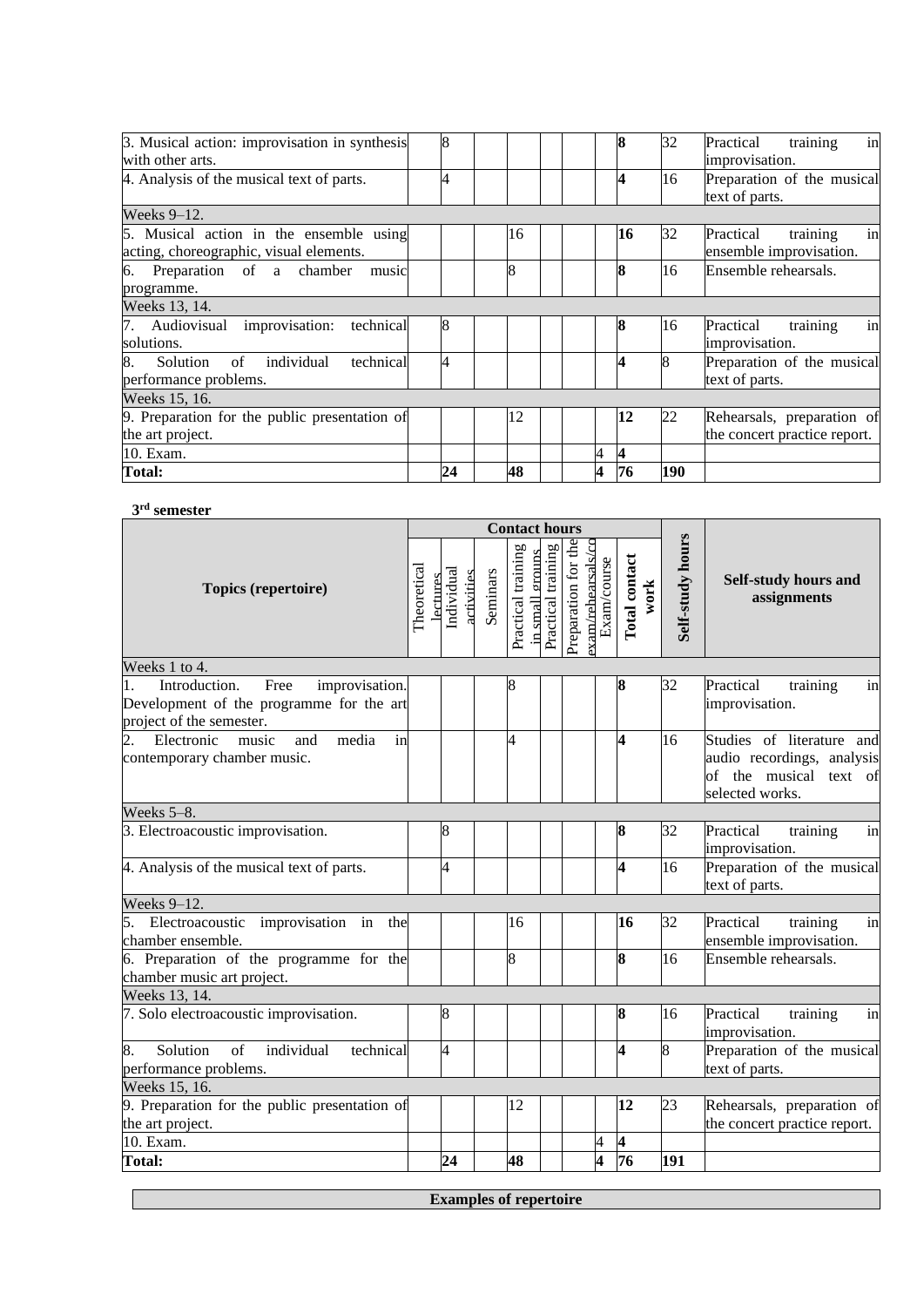| Topics (repertoire) | Theoretical lectures | Individual activities | Seminars | Practical training in small groups | Practical training | Preparation for the exam/rehearsals/co | Exam/course | Total contact work | Self-study hours | Self-study hours and assignments |
|---|---|---|---|---|---|---|---|---|---|---|
| 3. Musical action: improvisation in synthesis with other arts. | | 8 | | | | | | **8** | 32 | Practical training in improvisation. |
| 4. Analysis of the musical text of parts. | | 4 | | | | | | **4** | 16 | Preparation of the musical text of parts. |
| Weeks 9–12. | | | | | | | | | | |
| 5. Musical action in the ensemble using acting, choreographic, visual elements. | | | | 16 | | | | **16** | 32 | Practical training in ensemble improvisation. |
| 6. Preparation of a chamber music programme. | | | | 8 | | | | **8** | 16 | Ensemble rehearsals. |
| Weeks 13, 14. | | | | | | | | | | |
| 7. Audiovisual improvisation: technical solutions. | | 8 | | | | | | **8** | 16 | Practical training in improvisation. |
| 8. Solution of individual technical performance problems. | | 4 | | | | | | **4** | 8 | Preparation of the musical text of parts. |
| Weeks 15, 16. | | | | | | | | | | |
| 9. Preparation for the public presentation of the art project. | | | | 12 | | | | **12** | 22 | Rehearsals, preparation of the concert practice report. |
| 10. Exam. | | | | | | | 4 | **4** | | |
| **Total:** | | **24** | | **48** | | | **4** | **76** | **190** | |

**3rd semester**

| Topics (repertoire) | Contact hours | | | | | | | | Self-study hours | Self-study hours and assignments |
|---|---|---|---|---|---|---|---|---|---|---|
| | Theoretical lectures | Individual activities | Seminars | Practical training in small groups | Practical training | Preparation for the exam/rehearsals/co | Exam/course | Total contact work | | |
| Weeks 1 to 4. | | | | | | | | | | |
| 1. Introduction. Free improvisation. Development of the programme for the art project of the semester. | | | | 8 | | | | **8** | 32 | Practical training in improvisation. |
| 2. Electronic music and media in contemporary chamber music. | | | | 4 | | | | **4** | 16 | Studies of literature and audio recordings, analysis of the musical text of selected works. |
| Weeks 5–8. | | | | | | | | | | |
| 3. Electroacoustic improvisation. | | 8 | | | | | | **8** | 32 | Practical training in improvisation. |
| 4. Analysis of the musical text of parts. | | 4 | | | | | | **4** | 16 | Preparation of the musical text of parts. |
| Weeks 9–12. | | | | | | | | | | |
| 5. Electroacoustic improvisation in the chamber ensemble. | | | | 16 | | | | **16** | 32 | Practical training in ensemble improvisation. |
| 6. Preparation of the programme for the chamber music art project. | | | | 8 | | | | **8** | 16 | Ensemble rehearsals. |
| Weeks 13, 14. | | | | | | | | | | |
| 7. Solo electroacoustic improvisation. | | 8 | | | | | | **8** | 16 | Practical training in improvisation. |
| 8. Solution of individual technical performance problems. | | 4 | | | | | | **4** | 8 | Preparation of the musical text of parts. |
| Weeks 15, 16. | | | | | | | | | | |
| 9. Preparation for the public presentation of the art project. | | | | 12 | | | | **12** | 23 | Rehearsals, preparation of the concert practice report. |
| 10. Exam. | | | | | | | 4 | **4** | | |
| **Total:** | | **24** | | **48** | | | **4** | **76** | **191** | |

**Examples of repertoire**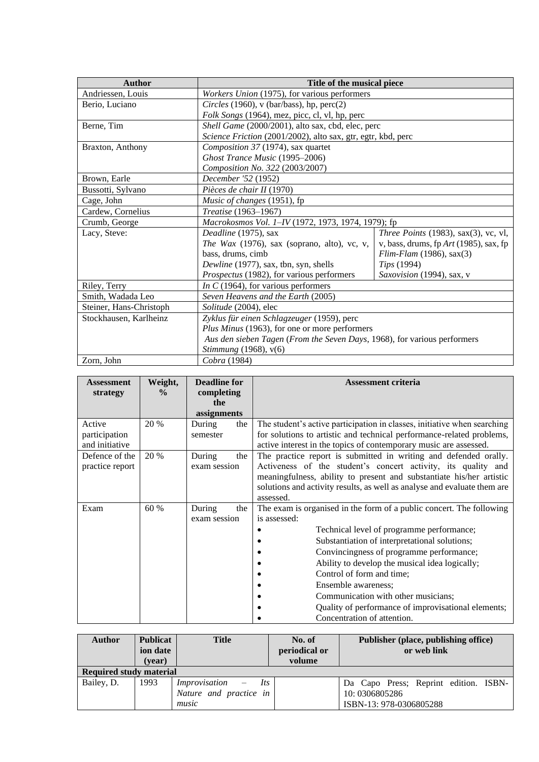| Author | Title of the musical piece |
|---|---|
| Andriessen, Louis | *Workers Union* (1975), for various performers |
| Berio, Luciano | *Circles* (1960), v (bar/bass), hp, perc(2)<br>*Folk Songs* (1964), mez, picc, cl, vl, hp, perc |
| Berne, Tim | *Shell Game* (2000/2001), alto sax, cbd, elec, perc<br>*Science Friction* (2001/2002), alto sax, gtr, egtr, kbd, perc |
| Braxton, Anthony | *Composition 37* (1974), sax quartet<br>*Ghost Trance Music* (1995–2006)<br>*Composition No. 322* (2003/2007) |
| Brown, Earle | *December '52* (1952) |
| Bussotti, Sylvano | *Pièces de chair II* (1970) |
| Cage, John | *Music of changes* (1951), fp |
| Cardew, Cornelius | *Treatise* (1963–1967) |
| Crumb, George | *Macrokosmos Vol. 1–IV* (1972, 1973, 1974, 1979); fp |
| Lacy, Steve: | *Deadline* (1975), sax<br>*The Wax* (1976), sax (soprano, alto), vc, v, bass, drums, cimb<br>*Dewline* (1977), sax, tbn, syn, shells<br>*Prospectus* (1982), for various performers<br>*Three Points* (1983), sax(3), vc, vl, v, bass, drums, fp *Art* (1985), sax, fp<br>*Flim-Flam* (1986), sax(3)<br>*Tips* (1994)<br>*Saxovision* (1994), sax, v |
| Riley, Terry | *In C* (1964), for various performers |
| Smith, Wadada Leo | *Seven Heavens and the Earth* (2005) |
| Steiner, Hans-Christoph | *Solitude* (2004), elec |
| Stockhausen, Karlheinz | *Zyklus für einen Schlagzeuger* (1959), perc<br>*Plus Minus* (1963), for one or more performers<br>*Aus den sieben Tagen* (*From the Seven Days*, 1968), for various performers<br>*Stimmung* (1968), v(6) |
| Zorn, John | *Cobra* (1984) |

| Assessment strategy | Weight, % | Deadline for completing the assignments | Assessment criteria |
|---|---|---|---|
| Active participation and initiative | 20 % | During the semester | The student's active participation in classes, initiative when searching for solutions to artistic and technical performance-related problems, active interest in the topics of contemporary music are assessed. |
| Defence of the practice report | 20 % | During the exam session | The practice report is submitted in writing and defended orally. Activeness of the student's concert activity, its quality and meaningfulness, ability to present and substantiate his/her artistic solutions and activity results, as well as analyse and evaluate them are assessed. |
| Exam | 60 % | During the exam session | The exam is organised in the form of a public concert. The following is assessed:<br>• Technical level of programme performance;<br>• Substantiation of interpretational solutions;<br>• Convincingness of programme performance;<br>• Ability to develop the musical idea logically;<br>• Control of form and time;<br>• Ensemble awareness;<br>• Communication with other musicians;<br>• Quality of performance of improvisational elements;<br>• Concentration of attention. |

| Author | Publication date (year) | Title | No. of periodical or volume | Publisher (place, publishing office) or web link |
|---|---|---|---|---|
| **Required study material** | | | | |
| Bailey, D. | 1993 | *Improvisation – Its Nature and practice in music* | | Da Capo Press; Reprint edition. ISBN-10: 0306805286<br>ISBN-13: 978-0306805288 |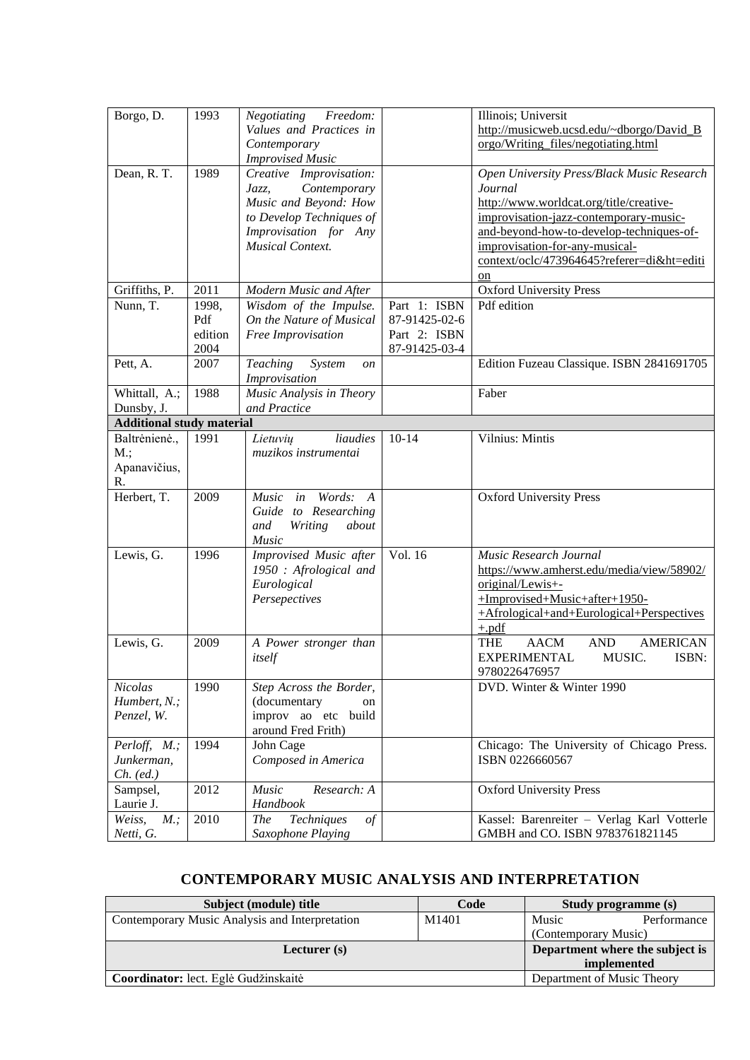| | | | | |
|---|---|---|---|---|
| Borgo, D. | 1993 | *Negotiating Freedom: Values and Practices in Contemporary Improvised Music* | | Illinois; Universit http://musicweb.ucsd.edu/~dborgo/David_Borgo/Writing_files/negotiating.html |
| Dean, R. T. | 1989 | *Creative Improvisation: Jazz, Contemporary Music and Beyond: How to Develop Techniques of Improvisation for Any Musical Context.* | | *Open University Press/Black Music Research Journal* http://www.worldcat.org/title/creative-improvisation-jazz-contemporary-music-and-beyond-how-to-develop-techniques-of-improvisation-for-any-musical-context/oclc/473964645?referer=di&ht=edition |
| Griffiths, P. | 2011 | *Modern Music and After* | | Oxford University Press |
| Nunn, T. | 1998, Pdf edition 2004 | *Wisdom of the Impulse. On the Nature of Musical Free Improvisation* | Part 1: ISBN 87-91425-02-6 Part 2: ISBN 87-91425-03-4 | Pdf edition |
| Pett, A. | 2007 | *Teaching System on Improvisation* | | Edition Fuzeau Classique. ISBN 2841691705 |
| Whittall, A.; Dunsby, J. | 1988 | *Music Analysis in Theory and Practice* | | Faber |
| **Additional study material** | | | | |
| Baltrėnienė., M.; Apanavičius, R. | 1991 | *Lietuvių liaudies muzikos instrumentai* | 10-14 | Vilnius: Mintis |
| Herbert, T. | 2009 | *Music in Words: A Guide to Researching and Writing about Music* | | Oxford University Press |
| Lewis, G. | 1996 | *Improvised Music after 1950 : Afrological and Eurological Persepectives* | Vol. 16 | *Music Research Journal* https://www.amherst.edu/media/view/58902/original/Lewis+-+Improvised+Music+after+1950-+Afrological+and+Eurological+Perspectives+.pdf |
| Lewis, G. | 2009 | *A Power stronger than itself* | | THE AACM AND AMERICAN EXPERIMENTAL MUSIC. ISBN: 9780226476957 |
| *Nicolas Humbert, N.; Penzel, W.* | 1990 | *Step Across the Border*, (documentary on improv ao etc build around Fred Frith) | | DVD. Winter & Winter 1990 |
| *Perloff, M.; Junkerman, Ch. (ed.)* | 1994 | John Cage *Composed in America* | | Chicago: The University of Chicago Press. ISBN 0226660567 |
| Sampsel, Laurie J. | 2012 | *Music Research: A Handbook* | | Oxford University Press |
| *Weiss, M.; Netti, G.* | 2010 | *The Techniques of Saxophone Playing* | | Kassel: Barenreiter – Verlag Karl Votterle GMBH and CO. ISBN 9783761821145 |

## CONTEMPORARY MUSIC ANALYSIS AND INTERPRETATION

| Subject (module) title | Code | Study programme (s) |
|---|---|---|
| Contemporary Music Analysis and Interpretation | M1401 | Music Performance (Contemporary Music) |
| **Lecturer (s)** | | **Department where the subject is implemented** |
| **Coordinator:** lect. Eglė Gudžinskaitė | | Department of Music Theory |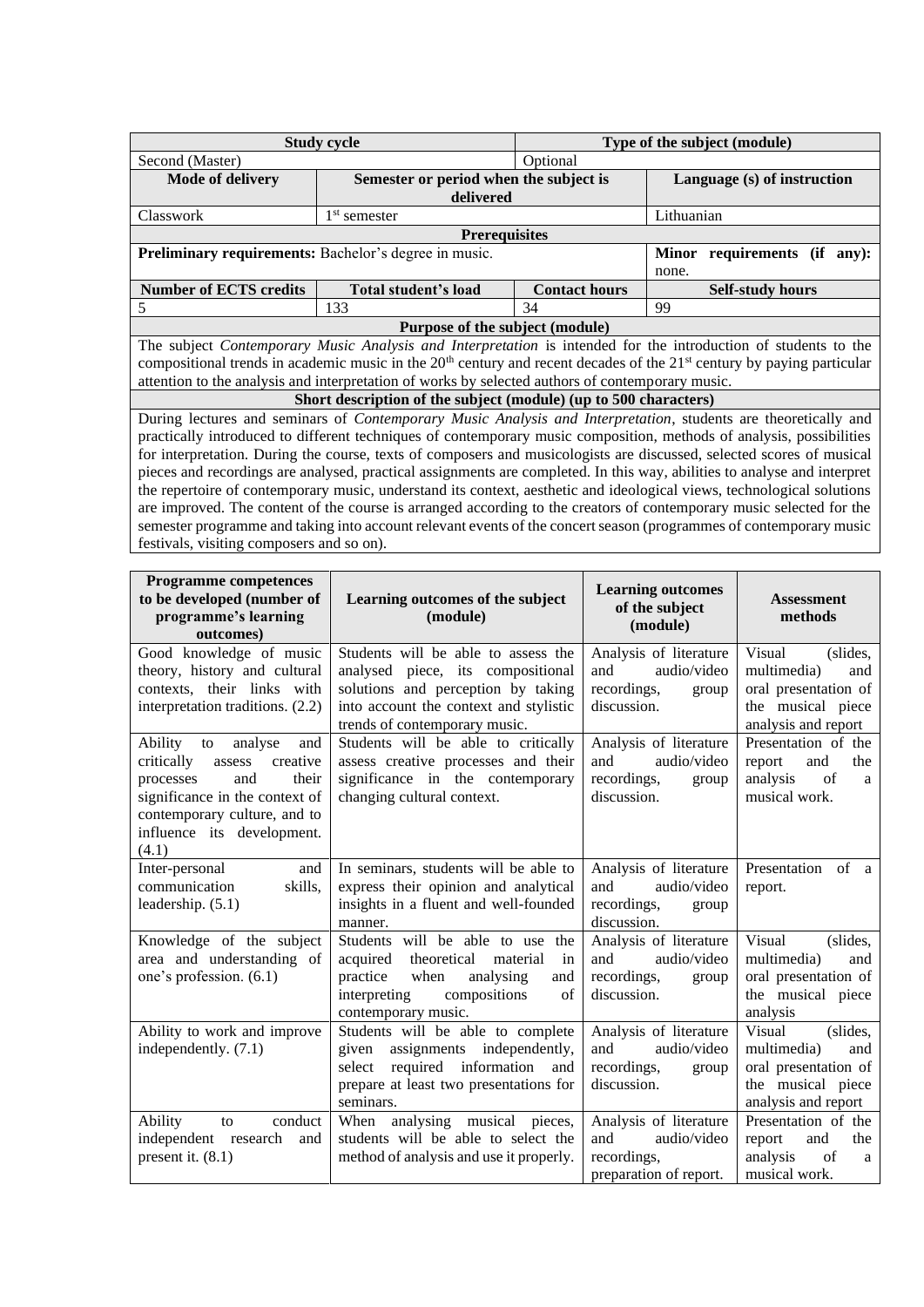| Study cycle | | Type of the subject (module) | |
|---|---|---|---|
| Second (Master) | | Optional | |
| **Mode of delivery** | **Semester or period when the subject is delivered** | | **Language (s) of instruction** |
| Classwork | 1st semester | | Lithuanian |
| **Prerequisites** | | | |
| **Preliminary requirements:** Bachelor's degree in music. | | | **Minor requirements (if any):** none. |
| **Number of ECTS credits** | **Total student's load** | **Contact hours** | **Self-study hours** |
| 5 | 133 | 34 | 99 |
| **Purpose of the subject (module)** | | | |
| The subject *Contemporary Music Analysis and Interpretation* is intended for the introduction of students to the compositional trends in academic music in the 20th century and recent decades of the 21st century by paying particular attention to the analysis and interpretation of works by selected authors of contemporary music. | | | |
| **Short description of the subject (module) (up to 500 characters)** | | | |
| During lectures and seminars of *Contemporary Music Analysis and Interpretation*, students are theoretically and practically introduced to different techniques of contemporary music composition, methods of analysis, possibilities for interpretation. During the course, texts of composers and musicologists are discussed, selected scores of musical pieces and recordings are analysed, practical assignments are completed. In this way, abilities to analyse and interpret the repertoire of contemporary music, understand its context, aesthetic and ideological views, technological solutions are improved. The content of the course is arranged according to the creators of contemporary music selected for the semester programme and taking into account relevant events of the concert season (programmes of contemporary music festivals, visiting composers and so on). | | | |

| Programme competences to be developed (number of programme's learning outcomes) | Learning outcomes of the subject (module) | Learning outcomes of the subject (module) | Assessment methods |
|---|---|---|---|
| Good knowledge of music theory, history and cultural contexts, their links with interpretation traditions. (2.2) | Students will be able to assess the analysed piece, its compositional solutions and perception by taking into account the context and stylistic trends of contemporary music. | Analysis of literature and audio/video recordings, group discussion. | Visual (slides, multimedia) and oral presentation of the musical piece analysis and report |
| Ability to analyse and critically assess creative processes and their significance in the context of contemporary culture, and to influence its development. (4.1) | Students will be able to critically assess creative processes and their significance in the contemporary changing cultural context. | Analysis of literature and audio/video recordings, group discussion. | Presentation of the report and the analysis of a musical work. |
| Inter-personal and communication skills, leadership. (5.1) | In seminars, students will be able to express their opinion and analytical insights in a fluent and well-founded manner. | Analysis of literature and audio/video recordings, group discussion. | Presentation of a report. |
| Knowledge of the subject area and understanding of one's profession. (6.1) | Students will be able to use the acquired theoretical material in practice when analysing and interpreting compositions of contemporary music. | Analysis of literature and audio/video recordings, group discussion. | Visual (slides, multimedia) and oral presentation of the musical piece analysis |
| Ability to work and improve independently. (7.1) | Students will be able to complete given assignments independently, select required information and prepare at least two presentations for seminars. | Analysis of literature and audio/video recordings, group discussion. | Visual (slides, multimedia) and oral presentation of the musical piece analysis and report |
| Ability to conduct independent research and present it. (8.1) | When analysing musical pieces, students will be able to select the method of analysis and use it properly. | Analysis of literature and audio/video recordings, preparation of report. | Presentation of the report and the analysis of a musical work. |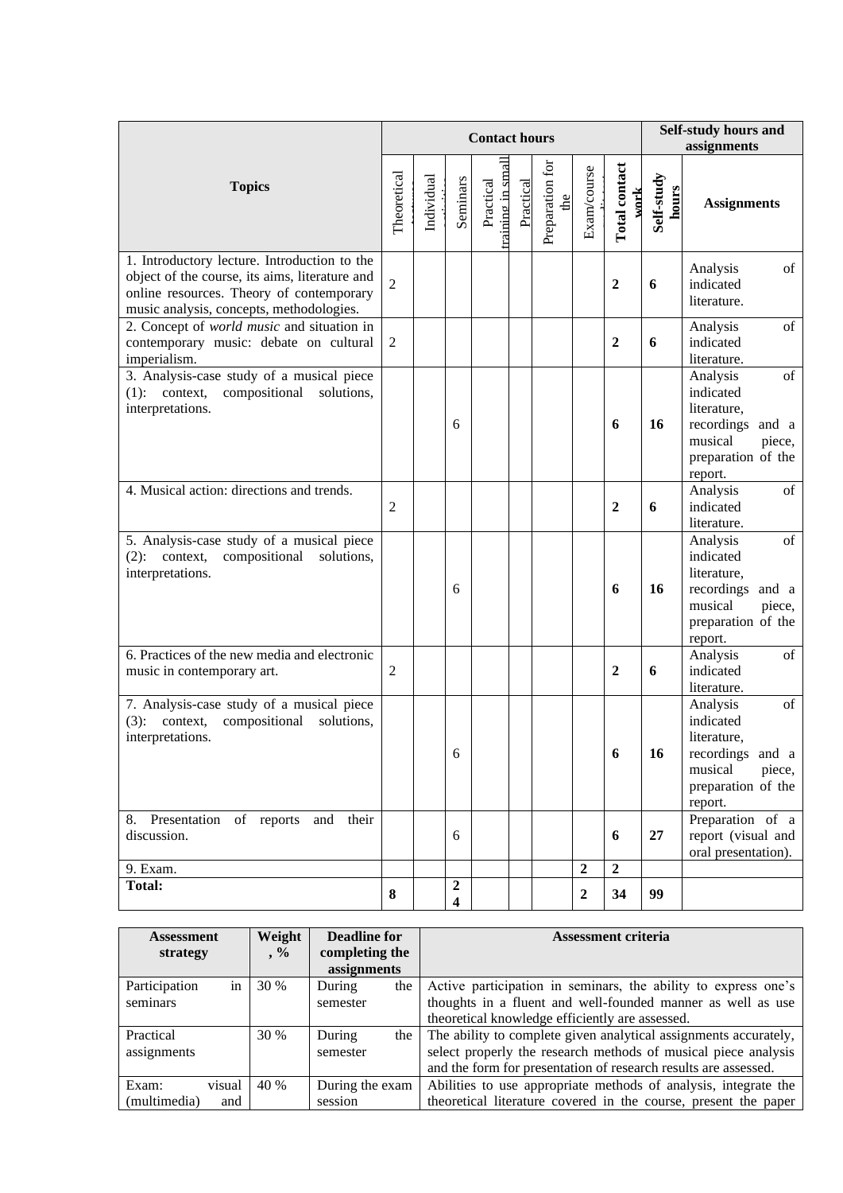| Topics | Contact hours | | | | | | | | Self-study hours and assignments | |
|---|---|---|---|---|---|---|---|---|---|---|
| | Theoretical lectures | Individual activities | Seminars | Practical training in small | Practical | Preparation for the | Exam/course | **Total contact work** | **Self-study hours** | **Assignments** |
| 1. Introductory lecture. Introduction to the object of the course, its aims, literature and online resources. Theory of contemporary music analysis, concepts, methodologies. | 2 | | | | | | | **2** | **6** | Analysis of indicated literature. |
| 2. Concept of *world music* and situation in contemporary music: debate on cultural imperialism. | 2 | | | | | | | **2** | **6** | Analysis of indicated literature. |
| 3. Analysis-case study of a musical piece (1): context, compositional solutions, interpretations. | | | 6 | | | | | **6** | **16** | Analysis of indicated literature, recordings and a musical piece, preparation of the report. |
| 4. Musical action: directions and trends. | 2 | | | | | | | **2** | **6** | Analysis of indicated literature. |
| 5. Analysis-case study of a musical piece (2): context, compositional solutions, interpretations. | | | 6 | | | | | **6** | **16** | Analysis of indicated literature, recordings and a musical piece, preparation of the report. |
| 6. Practices of the new media and electronic music in contemporary art. | 2 | | | | | | | **2** | **6** | Analysis of indicated literature. |
| 7. Analysis-case study of a musical piece (3): context, compositional solutions, interpretations. | | | 6 | | | | | **6** | **16** | Analysis of indicated literature, recordings and a musical piece, preparation of the report. |
| 8. Presentation of reports and their discussion. | | | 6 | | | | | **6** | **27** | Preparation of a report (visual and oral presentation). |
| 9. Exam. | | | | | | | **2** | **2** | | |
| **Total:** | **8** | | **24** | | | | **2** | **34** | **99** | |

| Assessment strategy | Weight, % | Deadline for completing the assignments | Assessment criteria |
|---|---|---|---|
| Participation in seminars | 30 % | During the semester | Active participation in seminars, the ability to express one's thoughts in a fluent and well-founded manner as well as use theoretical knowledge efficiently are assessed. |
| Practical assignments | 30 % | During the semester | The ability to complete given analytical assignments accurately, select properly the research methods of musical piece analysis and the form for presentation of research results are assessed. |
| Exam: visual (multimedia) and | 40 % | During the exam session | Abilities to use appropriate methods of analysis, integrate the theoretical literature covered in the course, present the paper |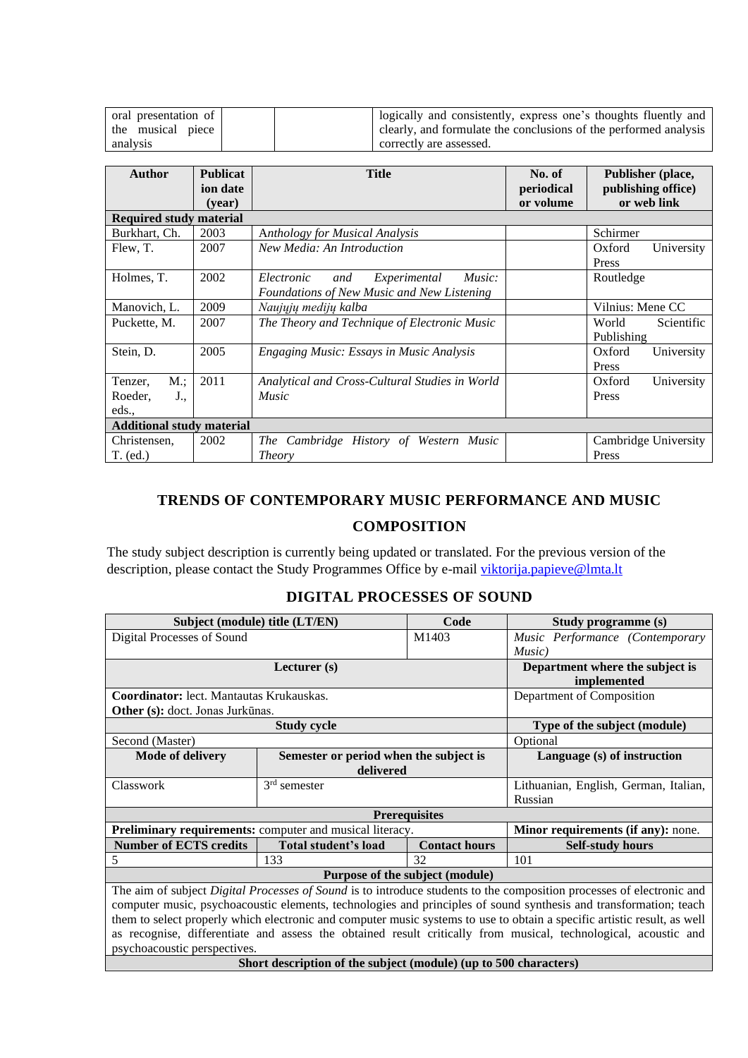| oral presentation of the musical piece analysis | | | logically and consistently, express one's thoughts fluently and clearly, and formulate the conclusions of the performed analysis correctly are assessed. |
|---|---|---|---|

| Author | Publication date (year) | Title | No. of periodical or volume | Publisher (place, publishing office) or web link |
|---|---|---|---|---|
| **Required study material** | | | | |
| Burkhart, Ch. | 2003 | *Anthology for Musical Analysis* | | Schirmer |
| Flew, T. | 2007 | *New Media: An Introduction* | | Oxford University Press |
| Holmes, T. | 2002 | *Electronic and Experimental Music: Foundations of New Music and New Listening* | | Routledge |
| Manovich, L. | 2009 | *Naujųjų medijų kalba* | | Vilnius: Mene CC |
| Puckette, M. | 2007 | *The Theory and Technique of Electronic Music* | | World Scientific Publishing |
| Stein, D. | 2005 | *Engaging Music: Essays in Music Analysis* | | Oxford University Press |
| Tenzer, M.; Roeder, J., eds., | 2011 | *Analytical and Cross-Cultural Studies in World Music* | | Oxford University Press |
| **Additional study material** | | | | |
| Christensen, T. (ed.) | 2002 | *The Cambridge History of Western Music Theory* | | Cambridge University Press |

## TRENDS OF CONTEMPORARY MUSIC PERFORMANCE AND MUSIC COMPOSITION

The study subject description is currently being updated or translated. For the previous version of the description, please contact the Study Programmes Office by e-mail viktorija.papieve@lmta.lt

## DIGITAL PROCESSES OF SOUND

| Subject (module) title (LT/EN) | | Code | Study programme (s) |
|---|---|---|---|
| Digital Processes of Sound | | M1403 | *Music Performance (Contemporary Music)* |
| **Lecturer (s)** | | | **Department where the subject is implemented** |
| **Coordinator:** lect. Mantautas Krukauskas.<br>**Other (s):** doct. Jonas Jurkūnas. | | | Department of Composition |
| **Study cycle** | | | **Type of the subject (module)** |
| Second (Master) | | | Optional |
| **Mode of delivery** | **Semester or period when the subject is delivered** | | **Language (s) of instruction** |
| Classwork | 3rd semester | | Lithuanian, English, German, Italian, Russian |
| **Prerequisites** | | | |
| **Preliminary requirements:** computer and musical literacy. | | | **Minor requirements (if any):** none. |
| **Number of ECTS credits** | **Total student's load** | **Contact hours** | **Self-study hours** |
| 5 | 133 | 32 | 101 |
| **Purpose of the subject (module)** | | | |
| The aim of subject *Digital Processes of Sound* is to introduce students to the composition processes of electronic and computer music, psychoacoustic elements, technologies and principles of sound synthesis and transformation; teach them to select properly which electronic and computer music systems to use to obtain a specific artistic result, as well as recognise, differentiate and assess the obtained result critically from musical, technological, acoustic and psychoacoustic perspectives. | | | |
| **Short description of the subject (module) (up to 500 characters)** | | | |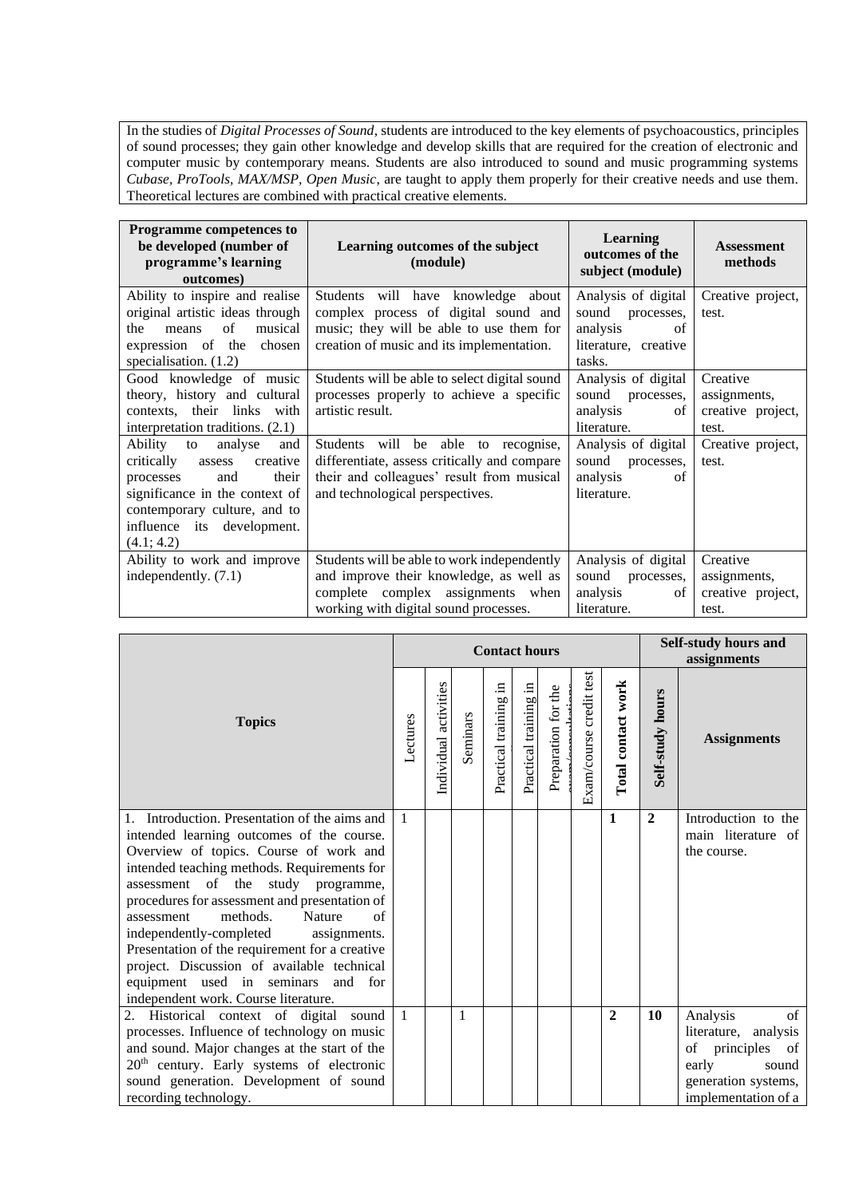In the studies of *Digital Processes of Sound*, students are introduced to the key elements of psychoacoustics, principles of sound processes; they gain other knowledge and develop skills that are required for the creation of electronic and computer music by contemporary means. Students are also introduced to sound and music programming systems *Cubase, ProTools, MAX/MSP, Open Music*, are taught to apply them properly for their creative needs and use them. Theoretical lectures are combined with practical creative elements.

| Programme competences to be developed (number of programme's learning outcomes) | Learning outcomes of the subject (module) | Learning outcomes of the subject (module) | Assessment methods |
|---|---|---|---|
| Ability to inspire and realise original artistic ideas through the means of musical expression of the chosen specialisation. (1.2) | Students will have knowledge about complex process of digital sound and music; they will be able to use them for creation of music and its implementation. | Analysis of digital sound processes, analysis of literature, creative tasks. | Creative project, test. |
| Good knowledge of music theory, history and cultural contexts, their links with interpretation traditions. (2.1) | Students will be able to select digital sound processes properly to achieve a specific artistic result. | Analysis of digital sound processes, analysis of literature. | Creative assignments, creative project, test. |
| Ability to analyse and critically assess creative processes and their significance in the context of contemporary culture, and to influence its development. (4.1; 4.2) | Students will be able to recognise, differentiate, assess critically and compare their and colleagues' result from musical and technological perspectives. | Analysis of digital sound processes, analysis of literature. | Creative project, test. |
| Ability to work and improve independently. (7.1) | Students will be able to work independently and improve their knowledge, as well as complete complex assignments when working with digital sound processes. | Analysis of digital sound processes, analysis of literature. | Creative assignments, creative project, test. |

| Topics | Contact hours | | | | | | | | Self-study hours and assignments | |
|---|---|---|---|---|---|---|---|---|---|---|
| | Lectures | Individual activities | Seminars | Practical training in | Practical training in | Preparation for the exam/consultations | Exam/course credit test | **Total contact work** | **Self-study hours** | **Assignments** |
| 1. Introduction. Presentation of the aims and intended learning outcomes of the course. Overview of topics. Course of work and intended teaching methods. Requirements for assessment of the study programme, procedures for assessment and presentation of assessment methods. Nature of independently-completed assignments. Presentation of the requirement for a creative project. Discussion of available technical equipment used in seminars and for independent work. Course literature. | 1 | | | | | | | **1** | **2** | Introduction to the main literature of the course. |
| 2. Historical context of digital sound processes. Influence of technology on music and sound. Major changes at the start of the 20th century. Early systems of electronic sound generation. Development of sound recording technology. | 1 | | 1 | | | | | **2** | **10** | Analysis of literature, analysis of principles of early sound generation systems, implementation of a |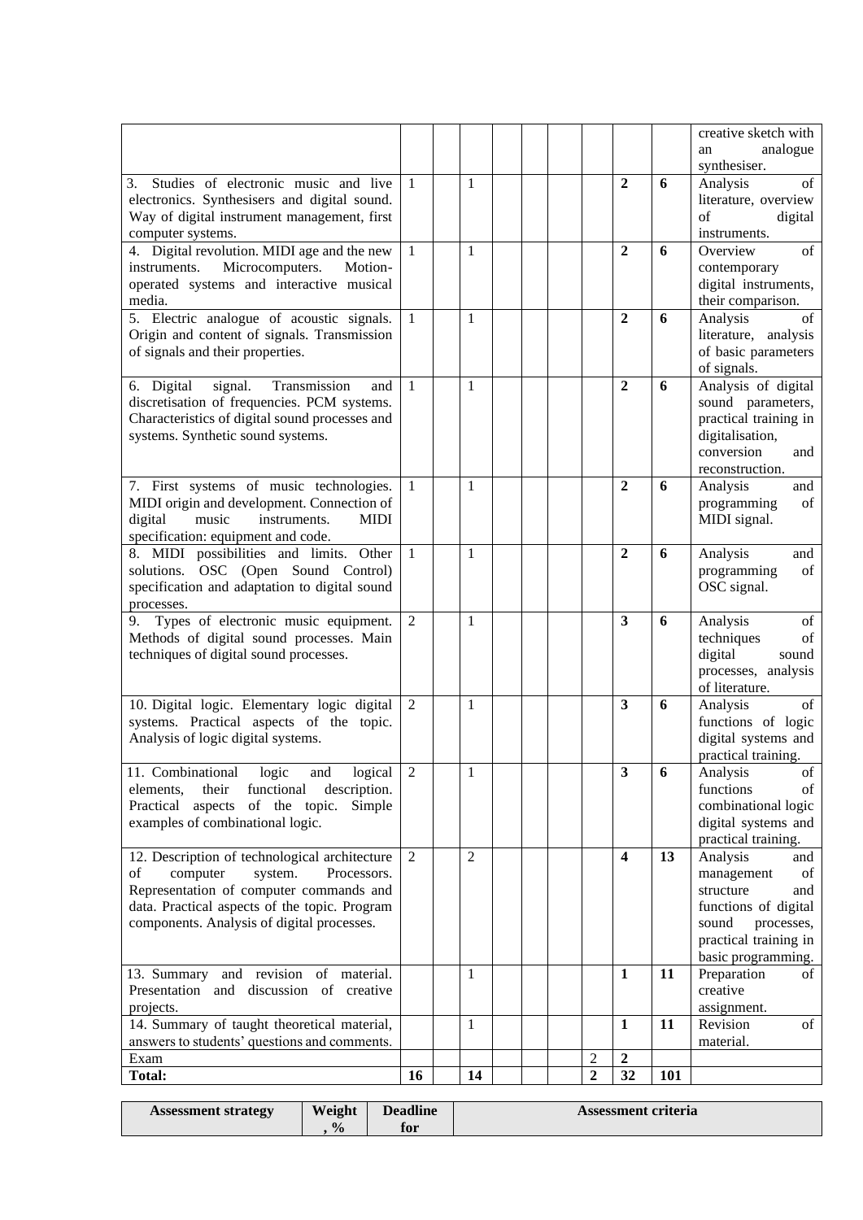| | | | | | | | | | | |
|---|---|---|---|---|---|---|---|---|---|---|
| | | | | | | | | | | creative sketch with an analogue synthesiser. |
| 3. Studies of electronic music and live electronics. Synthesisers and digital sound. Way of digital instrument management, first computer systems. | 1 | | 1 | | | | | **2** | **6** | Analysis of literature, overview of digital instruments. |
| 4. Digital revolution. MIDI age and the new instruments. Microcomputers. Motion-operated systems and interactive musical media. | 1 | | 1 | | | | | **2** | **6** | Overview of contemporary digital instruments, their comparison. |
| 5. Electric analogue of acoustic signals. Origin and content of signals. Transmission of signals and their properties. | 1 | | 1 | | | | | **2** | **6** | Analysis of literature, analysis of basic parameters of signals. |
| 6. Digital signal. Transmission and discretisation of frequencies. PCM systems. Characteristics of digital sound processes and systems. Synthetic sound systems. | 1 | | 1 | | | | | **2** | **6** | Analysis of digital sound parameters, practical training in digitalisation, conversion and reconstruction. |
| 7. First systems of music technologies. MIDI origin and development. Connection of digital music instruments. MIDI specification: equipment and code. | 1 | | 1 | | | | | **2** | **6** | Analysis and programming of MIDI signal. |
| 8. MIDI possibilities and limits. Other solutions. OSC (Open Sound Control) specification and adaptation to digital sound processes. | 1 | | 1 | | | | | **2** | **6** | Analysis and programming of OSC signal. |
| 9. Types of electronic music equipment. Methods of digital sound processes. Main techniques of digital sound processes. | 2 | | 1 | | | | | **3** | **6** | Analysis of techniques of digital sound processes, analysis of literature. |
| 10. Digital logic. Elementary logic digital systems. Practical aspects of the topic. Analysis of logic digital systems. | 2 | | 1 | | | | | **3** | **6** | Analysis of functions of logic digital systems and practical training. |
| 11. Combinational logic and logical elements, their functional description. Practical aspects of the topic. Simple examples of combinational logic. | 2 | | 1 | | | | | **3** | **6** | Analysis of functions of combinational logic digital systems and practical training. |
| 12. Description of technological architecture of computer system. Processors. Representation of computer commands and data. Practical aspects of the topic. Program components. Analysis of digital processes. | 2 | | 2 | | | | | **4** | **13** | Analysis and management of structure and functions of digital sound processes, practical training in basic programming. |
| 13. Summary and revision of material. Presentation and discussion of creative projects. | | | 1 | | | | | **1** | **11** | Preparation of creative assignment. |
| 14. Summary of taught theoretical material, answers to students' questions and comments. | | | 1 | | | | | **1** | **11** | Revision of material. |
| Exam | | | | | | | 2 | **2** | | |
| **Total:** | **16** | | **14** | | | | **2** | **32** | **101** | |

| Assessment strategy | Weight, % | Deadline for | Assessment criteria |
|---|---|---|---|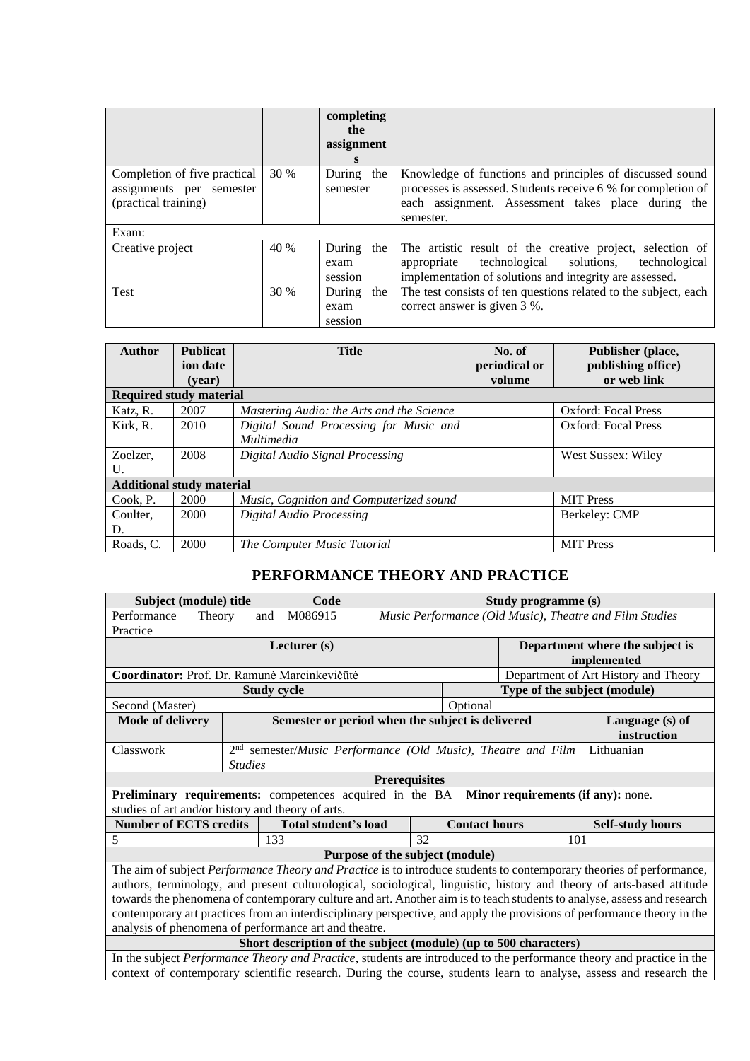| | | completing the assignments | |
|---|---|---|---|
| Completion of five practical assignments per semester (practical training) | 30 % | During the semester | Knowledge of functions and principles of discussed sound processes is assessed. Students receive 6 % for completion of each assignment. Assessment takes place during the semester. |
| Exam: | | | |
| Creative project | 40 % | During the exam session | The artistic result of the creative project, selection of appropriate technological solutions, technological implementation of solutions and integrity are assessed. |
| Test | 30 % | During the exam session | The test consists of ten questions related to the subject, each correct answer is given 3 %. |

| Author | Publication date (year) | Title | No. of periodical or volume | Publisher (place, publishing office) or web link |
|---|---|---|---|---|
| **Required study material** | | | | |
| Katz, R. | 2007 | *Mastering Audio: the Arts and the Science* | | Oxford: Focal Press |
| Kirk, R. | 2010 | *Digital Sound Processing for Music and Multimedia* | | Oxford: Focal Press |
| Zoelzer, U. | 2008 | *Digital Audio Signal Processing* | | West Sussex: Wiley |
| **Additional study material** | | | | |
| Cook, P. | 2000 | *Music, Cognition and Computerized sound* | | MIT Press |
| Coulter, D. | 2000 | *Digital Audio Processing* | | Berkeley: CMP |
| Roads, C. | 2000 | *The Computer Music Tutorial* | | MIT Press |

## PERFORMANCE THEORY AND PRACTICE

| Subject (module) title | Code | Study programme (s) |
|---|---|---|
| Performance Theory and Practice | M086915 | *Music Performance (Old Music), Theatre and Film Studies* |

| Lecturer (s) | Department where the subject is implemented |
|---|---|
| **Coordinator:** Prof. Dr. Ramunė Marcinkevičiūtė | Department of Art History and Theory |

| Study cycle | Type of the subject (module) |
|---|---|
| Second (Master) | Optional |

| Mode of delivery | Semester or period when the subject is delivered | Language (s) of instruction |
|---|---|---|
| Classwork | 2nd semester/*Music Performance (Old Music), Theatre and Film Studies* | Lithuanian |

| Prerequisites | |
|---|---|
| **Preliminary requirements:** competences acquired in the BA studies of art and/or history and theory of arts. | **Minor requirements (if any):** none. |

| Number of ECTS credits | Total student's load | Contact hours | Self-study hours |
|---|---|---|---|
| 5 | 133 | 32 | 101 |

**Purpose of the subject (module)**

The aim of subject *Performance Theory and Practice* is to introduce students to contemporary theories of performance, authors, terminology, and present culturological, sociological, linguistic, history and theory of arts-based attitude towards the phenomena of contemporary culture and art. Another aim is to teach students to analyse, assess and research contemporary art practices from an interdisciplinary perspective, and apply the provisions of performance theory in the analysis of phenomena of performance art and theatre.

**Short description of the subject (module) (up to 500 characters)**

In the subject *Performance Theory and Practice*, students are introduced to the performance theory and practice in the context of contemporary scientific research. During the course, students learn to analyse, assess and research the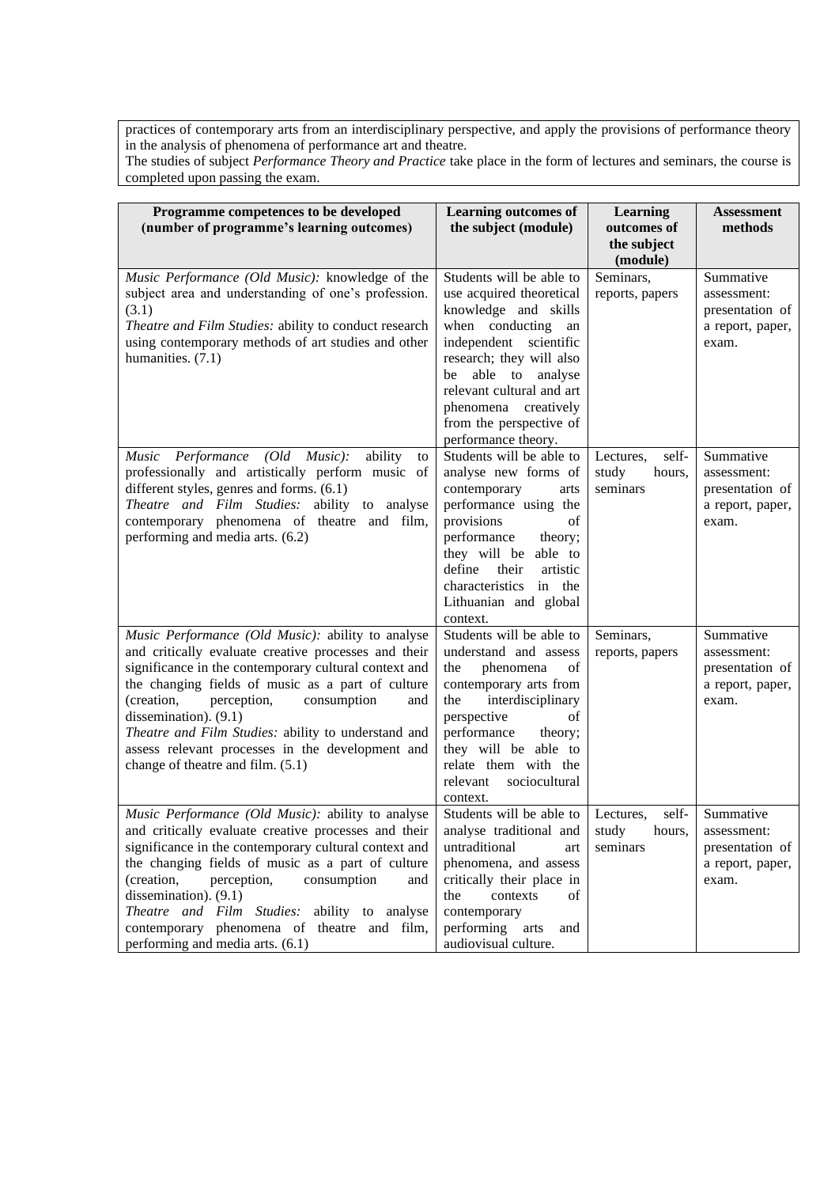practices of contemporary arts from an interdisciplinary perspective, and apply the provisions of performance theory in the analysis of phenomena of performance art and theatre.
The studies of subject *Performance Theory and Practice* take place in the form of lectures and seminars, the course is completed upon passing the exam.

| Programme competences to be developed (number of programme's learning outcomes) | Learning outcomes of the subject (module) | Learning outcomes of the subject (module) | Assessment methods |
|---|---|---|---|
| *Music Performance (Old Music):* knowledge of the subject area and understanding of one's profession. (3.1)<br>*Theatre and Film Studies:* ability to conduct research using contemporary methods of art studies and other humanities. (7.1) | Students will be able to use acquired theoretical knowledge and skills when conducting an independent scientific research; they will also be able to analyse relevant cultural and art phenomena creatively from the perspective of performance theory. | Seminars, reports, papers | Summative assessment: presentation of a report, paper, exam. |
| *Music Performance (Old Music):* ability to professionally and artistically perform music of different styles, genres and forms. (6.1)<br>*Theatre and Film Studies:* ability to analyse contemporary phenomena of theatre and film, performing and media arts. (6.2) | Students will be able to analyse new forms of contemporary arts performance using the provisions of performance theory; they will be able to define their artistic characteristics in the Lithuanian and global context. | Lectures, self-study hours, seminars | Summative assessment: presentation of a report, paper, exam. |
| *Music Performance (Old Music):* ability to analyse and critically evaluate creative processes and their significance in the contemporary cultural context and the changing fields of music as a part of culture (creation, perception, consumption and dissemination). (9.1)<br>*Theatre and Film Studies:* ability to understand and assess relevant processes in the development and change of theatre and film. (5.1) | Students will be able to understand and assess the phenomena of contemporary arts from the interdisciplinary perspective of performance theory; they will be able to relate them with the relevant sociocultural context. | Seminars, reports, papers | Summative assessment: presentation of a report, paper, exam. |
| *Music Performance (Old Music):* ability to analyse and critically evaluate creative processes and their significance in the contemporary cultural context and the changing fields of music as a part of culture (creation, perception, consumption and dissemination). (9.1)<br>*Theatre and Film Studies:* ability to analyse contemporary phenomena of theatre and film, performing and media arts. (6.1) | Students will be able to analyse traditional and untraditional art phenomena, and assess critically their place in the contexts of contemporary performing arts and audiovisual culture. | Lectures, self-study hours, seminars | Summative assessment: presentation of a report, paper, exam. |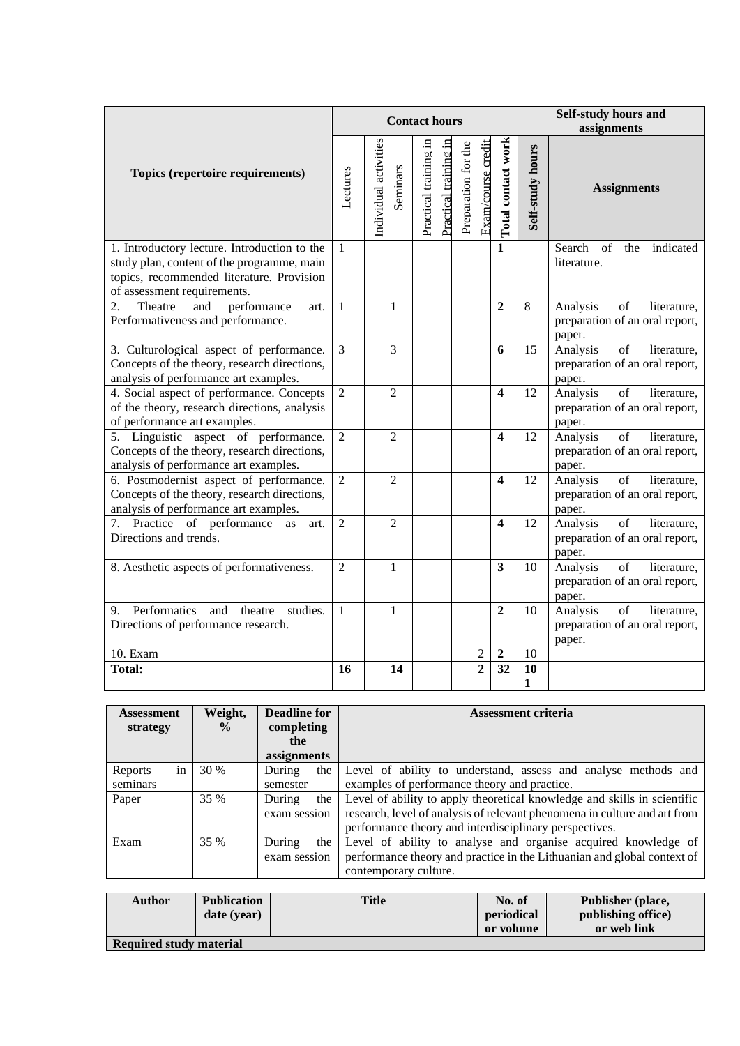| Topics (repertoire requirements) | Contact hours | | | | | | | | Self-study hours and assignments | |
|---|---|---|---|---|---|---|---|---|---|---|
| | Lectures | Individual activities | Seminars | Practical training in | Practical training in | Preparation for the | Exam/course credit | **Total contact work** | **Self-study hours** | **Assignments** |
| 1. Introductory lecture. Introduction to the study plan, content of the programme, main topics, recommended literature. Provision of assessment requirements. | 1 | | | | | | | **1** | | Search of the indicated literature. |
| 2. Theatre and performance art. Performativeness and performance. | 1 | | 1 | | | | | **2** | 8 | Analysis of literature, preparation of an oral report, paper. |
| 3. Culturological aspect of performance. Concepts of the theory, research directions, analysis of performance art examples. | 3 | | 3 | | | | | **6** | 15 | Analysis of literature, preparation of an oral report, paper. |
| 4. Social aspect of performance. Concepts of the theory, research directions, analysis of performance art examples. | 2 | | 2 | | | | | **4** | 12 | Analysis of literature, preparation of an oral report, paper. |
| 5. Linguistic aspect of performance. Concepts of the theory, research directions, analysis of performance art examples. | 2 | | 2 | | | | | **4** | 12 | Analysis of literature, preparation of an oral report, paper. |
| 6. Postmodernist aspect of performance. Concepts of the theory, research directions, analysis of performance art examples. | 2 | | 2 | | | | | **4** | 12 | Analysis of literature, preparation of an oral report, paper. |
| 7. Practice of performance as art. Directions and trends. | 2 | | 2 | | | | | **4** | 12 | Analysis of literature, preparation of an oral report, paper. |
| 8. Aesthetic aspects of performativeness. | 2 | | 1 | | | | | **3** | 10 | Analysis of literature, preparation of an oral report, paper. |
| 9. Performatics and theatre studies. Directions of performance research. | 1 | | 1 | | | | | **2** | 10 | Analysis of literature, preparation of an oral report, paper. |
| 10. Exam | | | | | | | 2 | **2** | 10 | |
| **Total:** | **16** | | **14** | | | | **2** | **32** | **101** | |

| Assessment strategy | Weight, % | Deadline for completing the assignments | Assessment criteria |
|---|---|---|---|
| Reports in seminars | 30 % | During the semester | Level of ability to understand, assess and analyse methods and examples of performance theory and practice. |
| Paper | 35 % | During the exam session | Level of ability to apply theoretical knowledge and skills in scientific research, level of analysis of relevant phenomena in culture and art from performance theory and interdisciplinary perspectives. |
| Exam | 35 % | During the exam session | Level of ability to analyse and organise acquired knowledge of performance theory and practice in the Lithuanian and global context of contemporary culture. |

| Author | Publication date (year) | Title | No. of periodical or volume | Publisher (place, publishing office) or web link |
|---|---|---|---|---|
| **Required study material** | | | | |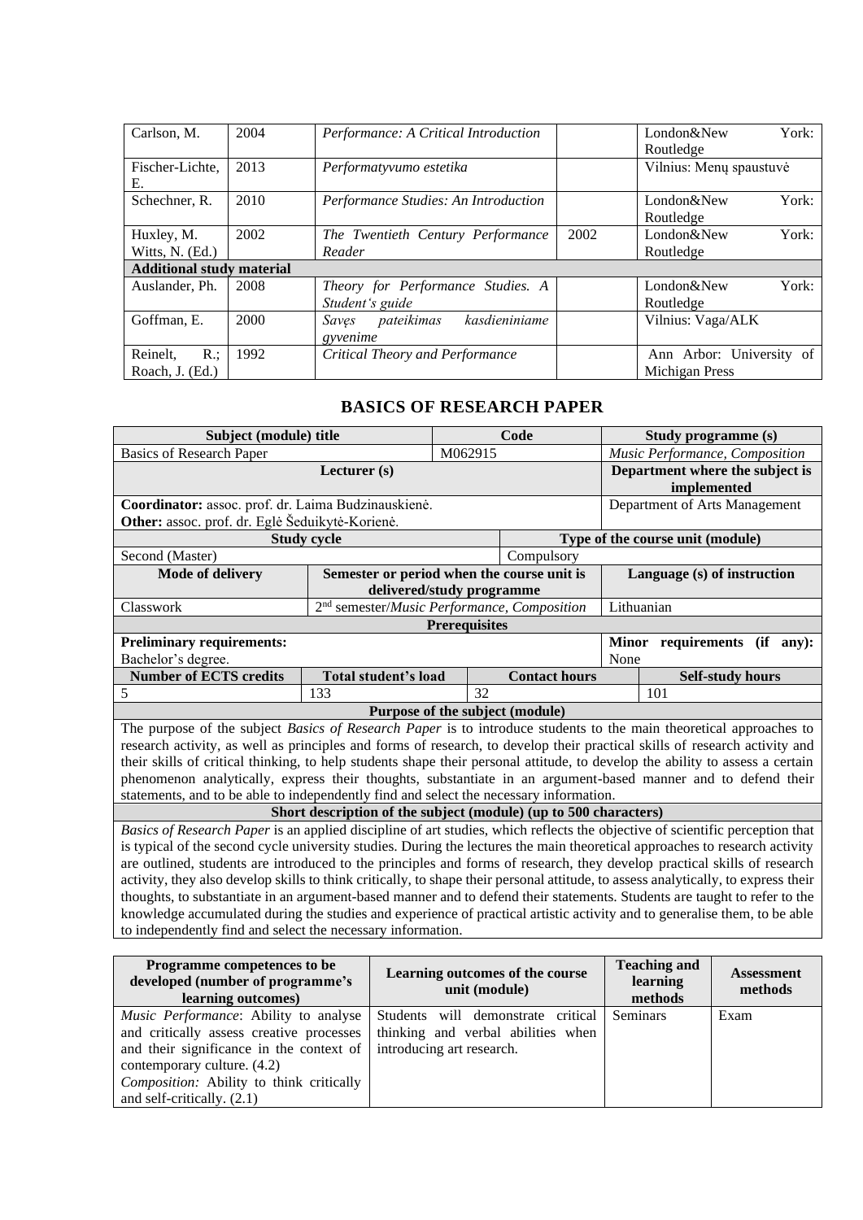| | | | | |
|---|---|---|---|---|
| Carlson, M. | 2004 | *Performance: A Critical Introduction* | | London&New York: Routledge |
| Fischer-Lichte, E. | 2013 | *Performatyvumo estetika* | | Vilnius: Menų spaustuvė |
| Schechner, R. | 2010 | *Performance Studies: An Introduction* | | London&New York: Routledge |
| Huxley, M. Witts, N. (Ed.) | 2002 | *The Twentieth Century Performance Reader* | 2002 | London&New York: Routledge |
| **Additional study material** | | | | |
| Auslander, Ph. | 2008 | *Theory for Performance Studies. A Student's guide* | | London&New York: Routledge |
| Goffman, E. | 2000 | *Savęs pateikimas kasdieniniame gyvenime* | | Vilnius: Vaga/ALK |
| Reinelt, R.; Roach, J. (Ed.) | 1992 | *Critical Theory and Performance* | | Ann Arbor: University of Michigan Press |

## BASICS OF RESEARCH PAPER

| **Subject (module) title** | | **Code** | | **Study programme (s)** |
|---|---|---|---|---|
| Basics of Research Paper | | M062915 | | *Music Performance, Composition* |
| **Lecturer (s)** | | | | **Department where the subject is implemented** |
| **Coordinator:** assoc. prof. dr. Laima Budzinauskienė.<br>**Other:** assoc. prof. dr. Eglė Šeduikytė-Korienė. | | | | Department of Arts Management |
| **Study cycle** | | | **Type of the course unit (module)** | |
| Second (Master) | | | Compulsory | |
| **Mode of delivery** | **Semester or period when the course unit is delivered/study programme** | | | **Language (s) of instruction** |
| Classwork | 2nd semester/*Music Performance, Composition* | | | Lithuanian |
| **Prerequisites** | | | | |
| **Preliminary requirements:**<br>Bachelor's degree. | | | | **Minor requirements (if any):**<br>None |
| **Number of ECTS credits** | **Total student's load** | **Contact hours** | | **Self-study hours** |
| 5 | 133 | 32 | | 101 |
| **Purpose of the subject (module)** | | | | |
| The purpose of the subject *Basics of Research Paper* is to introduce students to the main theoretical approaches to research activity, as well as principles and forms of research, to develop their practical skills of research activity and their skills of critical thinking, to help students shape their personal attitude, to develop the ability to assess a certain phenomenon analytically, express their thoughts, substantiate in an argument-based manner and to defend their statements, and to be able to independently find and select the necessary information. | | | | |
| **Short description of the subject (module) (up to 500 characters)** | | | | |
| *Basics of Research Paper* is an applied discipline of art studies, which reflects the objective of scientific perception that is typical of the second cycle university studies. During the lectures the main theoretical approaches to research activity are outlined, students are introduced to the principles and forms of research, they develop practical skills of research activity, they also develop skills to think critically, to shape their personal attitude, to assess analytically, to express their thoughts, to substantiate in an argument-based manner and to defend their statements. Students are taught to refer to the knowledge accumulated during the studies and experience of practical artistic activity and to generalise them, to be able to independently find and select the necessary information. | | | | |

| **Programme competences to be developed (number of programme's learning outcomes)** | **Learning outcomes of the course unit (module)** | **Teaching and learning methods** | **Assessment methods** |
|---|---|---|---|
| *Music Performance*: Ability to analyse and critically assess creative processes and their significance in the context of contemporary culture. (4.2)<br>*Composition:* Ability to think critically and self-critically. (2.1) | Students will demonstrate critical thinking and verbal abilities when introducing art research. | Seminars | Exam |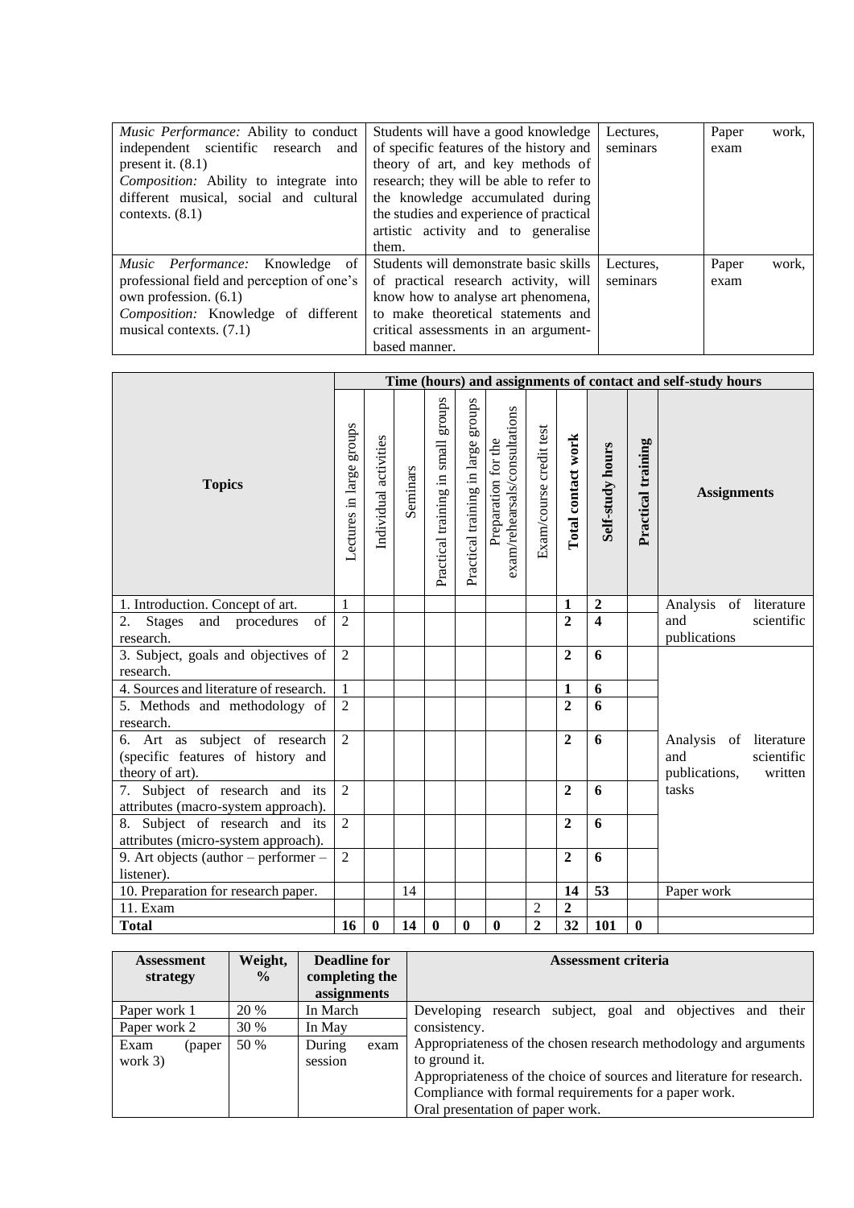| *Music Performance:* Ability to conduct independent scientific research and present it. (8.1) *Composition:* Ability to integrate into different musical, social and cultural contexts. (8.1) | Students will have a good knowledge of specific features of the history and theory of art, and key methods of research; they will be able to refer to the knowledge accumulated during the studies and experience of practical artistic activity and to generalise them. | Lectures, seminars | Paper work, exam |
|---|---|---|---|
| *Music Performance:* Knowledge of professional field and perception of one's own profession. (6.1) *Composition:* Knowledge of different musical contexts. (7.1) | Students will demonstrate basic skills of practical research activity, will know how to analyse art phenomena, to make theoretical statements and critical assessments in an argument-based manner. | Lectures, seminars | Paper work, exam |

| Topics | Time (hours) and assignments of contact and self-study hours | | | | | | | | | | |
|---|---|---|---|---|---|---|---|---|---|---|---|
| | Lectures in large groups | Individual activities | Seminars | Practical training in small groups | Practical training in large groups | Preparation for the exam/rehearsals/consultations | Exam/course credit test | **Total contact work** | **Self-study hours** | **Practical training** | **Assignments** |
| 1. Introduction. Concept of art. | 1 | | | | | | | **1** | **2** | | Analysis of literature and scientific publications |
| 2. Stages and procedures of research. | 2 | | | | | | | **2** | **4** | | |
| 3. Subject, goals and objectives of research. | 2 | | | | | | | **2** | **6** | | Analysis of literature and scientific publications, written tasks |
| 4. Sources and literature of research. | 1 | | | | | | | **1** | **6** | | |
| 5. Methods and methodology of research. | 2 | | | | | | | **2** | **6** | | |
| 6. Art as subject of research (specific features of history and theory of art). | 2 | | | | | | | **2** | **6** | | |
| 7. Subject of research and its attributes (macro-system approach). | 2 | | | | | | | **2** | **6** | | |
| 8. Subject of research and its attributes (micro-system approach). | 2 | | | | | | | **2** | **6** | | |
| 9. Art objects (author – performer – listener). | 2 | | | | | | | **2** | **6** | | |
| 10. Preparation for research paper. | | | 14 | | | | | **14** | **53** | | Paper work |
| 11. Exam | | | | | | | 2 | **2** | | | |
| **Total** | **16** | **0** | **14** | **0** | **0** | **0** | **2** | **32** | **101** | **0** | |

| Assessment strategy | Weight, % | Deadline for completing the assignments | Assessment criteria |
|---|---|---|---|
| Paper work 1 | 20 % | In March | Developing research subject, goal and objectives and their consistency. Appropriateness of the chosen research methodology and arguments to ground it. Appropriateness of the choice of sources and literature for research. Compliance with formal requirements for a paper work. Oral presentation of paper work. |
| Paper work 2 | 30 % | In May | |
| Exam (paper work 3) | 50 % | During exam session | |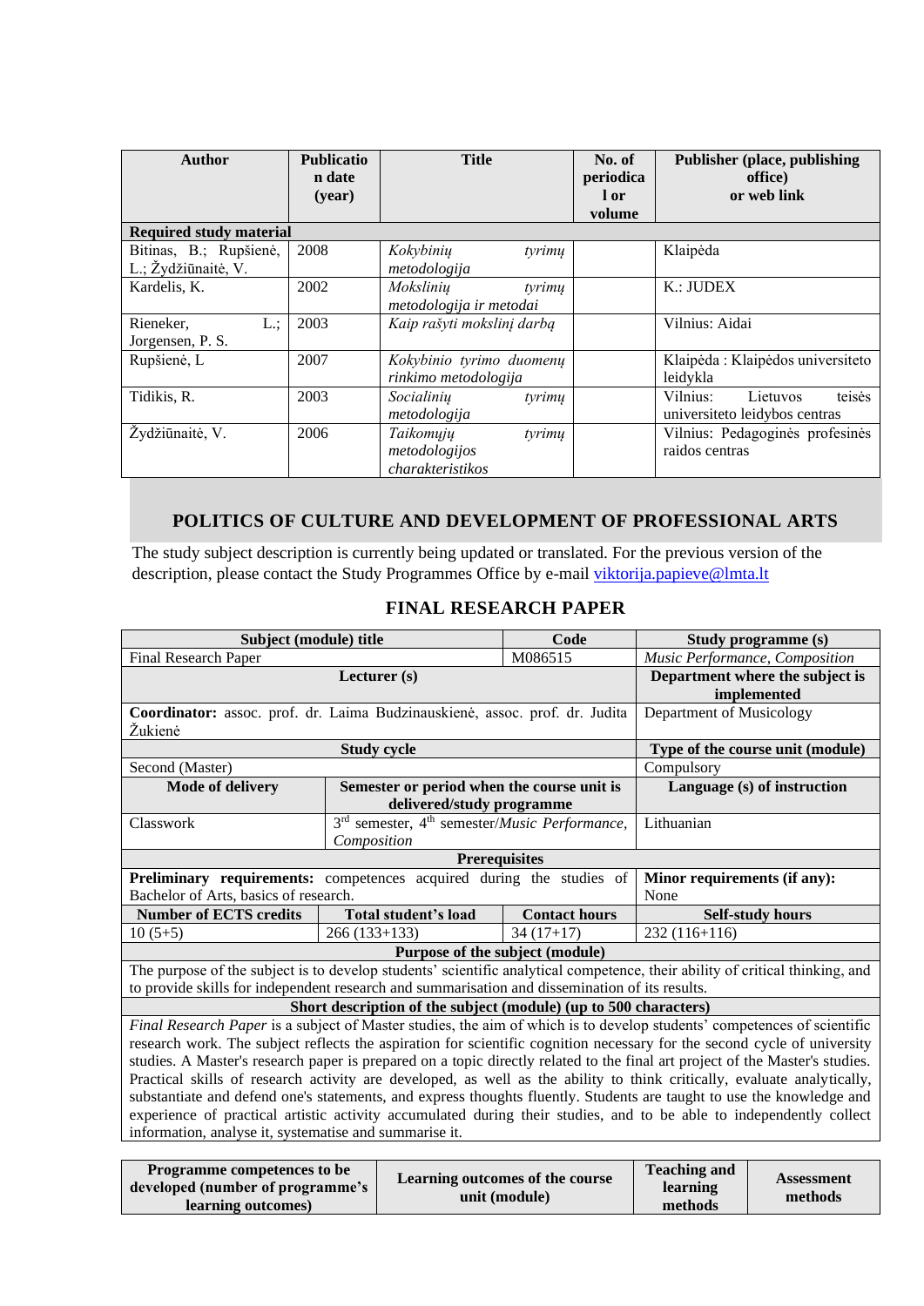| Author | Publication date (year) | Title | No. of periodical or volume | Publisher (place, publishing office) or web link |
|---|---|---|---|---|
| **Required study material** | | | | |
| Bitinas, B.; Rupšienė, L.; Žydžiūnaitė, V. | 2008 | *Kokybinių tyrimų metodologija* | | Klaipėda |
| Kardelis, K. | 2002 | *Mokslinių tyrimų metodologija ir metodai* | | K.: JUDEX |
| Rieneker, L.; Jorgensen, P. S. | 2003 | *Kaip rašyti mokslinį darbą* | | Vilnius: Aidai |
| Rupšienė, L | 2007 | *Kokybinio tyrimo duomenų rinkimo metodologija* | | Klaipėda : Klaipėdos universiteto leidykla |
| Tidikis, R. | 2003 | *Socialinių tyrimų metodologija* | | Vilnius: Lietuvos teisės universiteto leidybos centras |
| Žydžiūnaitė, V. | 2006 | *Taikomųjų tyrimų metodologijos charakteristikos* | | Vilnius: Pedagoginės profesinės raidos centras |

## POLITICS OF CULTURE AND DEVELOPMENT OF PROFESSIONAL ARTS

The study subject description is currently being updated or translated. For the previous version of the description, please contact the Study Programmes Office by e-mail viktorija.papieve@lmta.lt

## FINAL RESEARCH PAPER

| Subject (module) title | | Code | Study programme (s) |
|---|---|---|---|
| Final Research Paper | | M086515 | *Music Performance, Composition* |
| **Lecturer (s)** | | | **Department where the subject is implemented** |
| **Coordinator:** assoc. prof. dr. Laima Budzinauskienė, assoc. prof. dr. Judita Žukienė | | | Department of Musicology |
| **Study cycle** | | | **Type of the course unit (module)** |
| Second (Master) | | | Compulsory |
| **Mode of delivery** | **Semester or period when the course unit is delivered/study programme** | | **Language (s) of instruction** |
| Classwork | 3rd semester, 4th semester/*Music Performance, Composition* | | Lithuanian |
| **Prerequisites** | | | |
| **Preliminary requirements:** competences acquired during the studies of Bachelor of Arts, basics of research. | | | **Minor requirements (if any):** None |
| **Number of ECTS credits** | **Total student's load** | **Contact hours** | **Self-study hours** |
| 10 (5+5) | 266 (133+133) | 34 (17+17) | 232 (116+116) |
| **Purpose of the subject (module)** | | | |
| The purpose of the subject is to develop students' scientific analytical competence, their ability of critical thinking, and to provide skills for independent research and summarisation and dissemination of its results. | | | |
| **Short description of the subject (module) (up to 500 characters)** | | | |
| *Final Research Paper* is a subject of Master studies, the aim of which is to develop students' competences of scientific research work. The subject reflects the aspiration for scientific cognition necessary for the second cycle of university studies. A Master's research paper is prepared on a topic directly related to the final art project of the Master's studies. Practical skills of research activity are developed, as well as the ability to think critically, evaluate analytically, substantiate and defend one's statements, and express thoughts fluently. Students are taught to use the knowledge and experience of practical artistic activity accumulated during their studies, and to be able to independently collect information, analyse it, systematise and summarise it. | | | |

| Programme competences to be developed (number of programme's learning outcomes) | Learning outcomes of the course unit (module) | Teaching and learning methods | Assessment methods |
|---|---|---|---|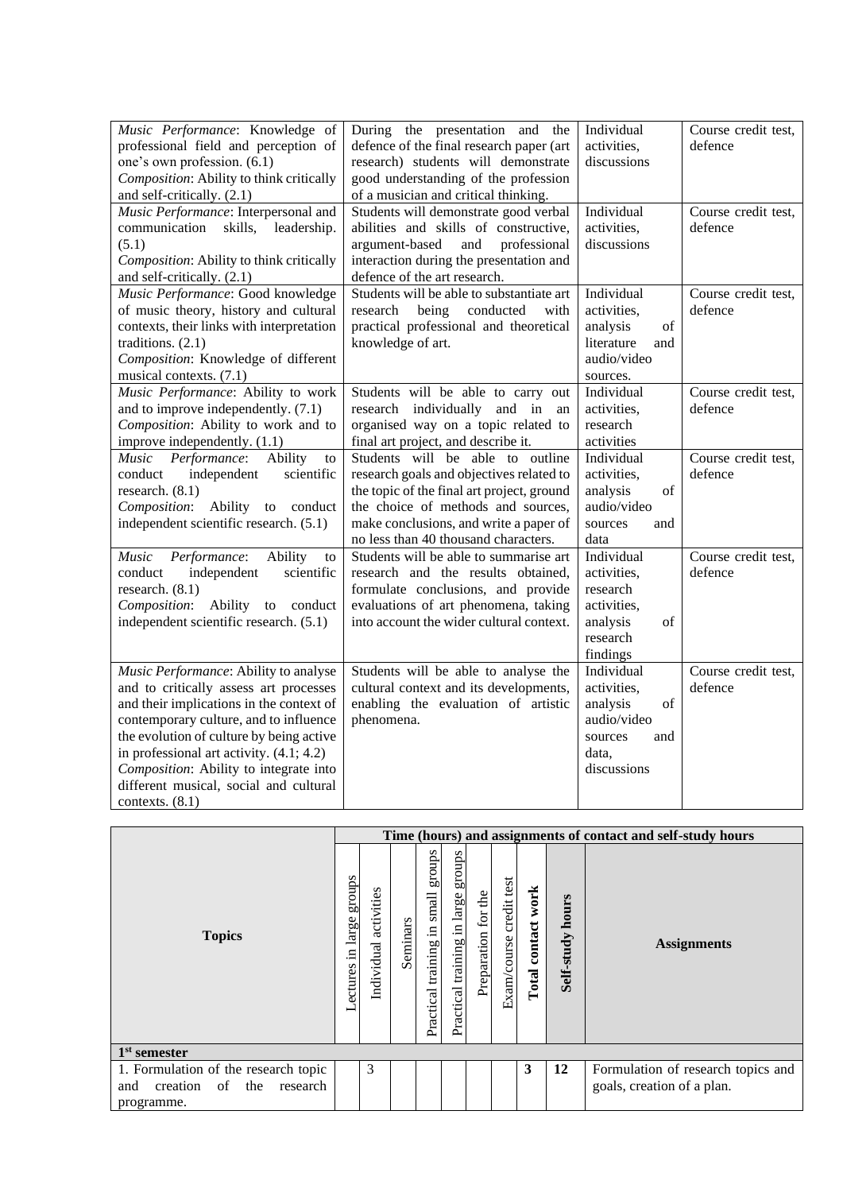| | | | |
|---|---|---|---|
| *Music Performance*: Knowledge of professional field and perception of one's own profession. (6.1)<br>*Composition*: Ability to think critically and self-critically. (2.1) | During the presentation and the defence of the final research paper (art research) students will demonstrate good understanding of the profession of a musician and critical thinking. | Individual activities, discussions | Course credit test, defence |
| *Music Performance*: Interpersonal and communication skills, leadership. (5.1)<br>*Composition*: Ability to think critically and self-critically. (2.1) | Students will demonstrate good verbal abilities and skills of constructive, argument-based and professional interaction during the presentation and defence of the art research. | Individual activities, discussions | Course credit test, defence |
| *Music Performance*: Good knowledge of music theory, history and cultural contexts, their links with interpretation traditions. (2.1)<br>*Composition*: Knowledge of different musical contexts. (7.1) | Students will be able to substantiate art research being conducted with practical professional and theoretical knowledge of art. | Individual activities, analysis of literature and audio/video sources. | Course credit test, defence |
| *Music Performance*: Ability to work and to improve independently. (7.1)<br>*Composition*: Ability to work and to improve independently. (1.1) | Students will be able to carry out research individually and in an organised way on a topic related to final art project, and describe it. | Individual activities, research activities | Course credit test, defence |
| *Music Performance*: Ability to conduct independent scientific research. (8.1)<br>*Composition*: Ability to conduct independent scientific research. (5.1) | Students will be able to outline research goals and objectives related to the topic of the final art project, ground the choice of methods and sources, make conclusions, and write a paper of no less than 40 thousand characters. | Individual activities, analysis of audio/video sources and data | Course credit test, defence |
| *Music Performance*: Ability to conduct independent scientific research. (8.1)<br>*Composition*: Ability to conduct independent scientific research. (5.1) | Students will be able to summarise art research and the results obtained, formulate conclusions, and provide evaluations of art phenomena, taking into account the wider cultural context. | Individual activities, research activities, analysis of research findings | Course credit test, defence |
| *Music Performance*: Ability to analyse and to critically assess art processes and their implications in the context of contemporary culture, and to influence the evolution of culture by being active in professional art activity. (4.1; 4.2)<br>*Composition*: Ability to integrate into different musical, social and cultural contexts. (8.1) | Students will be able to analyse the cultural context and its developments, enabling the evaluation of artistic phenomena. | Individual activities, analysis of audio/video sources and data, discussions | Course credit test, defence |

| Topics | Time (hours) and assignments of contact and self-study hours | | | | | | | | | |
|---|---|---|---|---|---|---|---|---|---|---|
| | Lectures in large groups | Individual activities | Seminars | Practical training in small groups | Practical training in large groups | Preparation for the | Exam/course credit test | **Total contact work** | **Self-study hours** | **Assignments** |
| **1st semester** | | | | | | | | | | |
| 1. Formulation of the research topic and creation of the research programme. | | 3 | | | | | | **3** | **12** | Formulation of research topics and goals, creation of a plan. |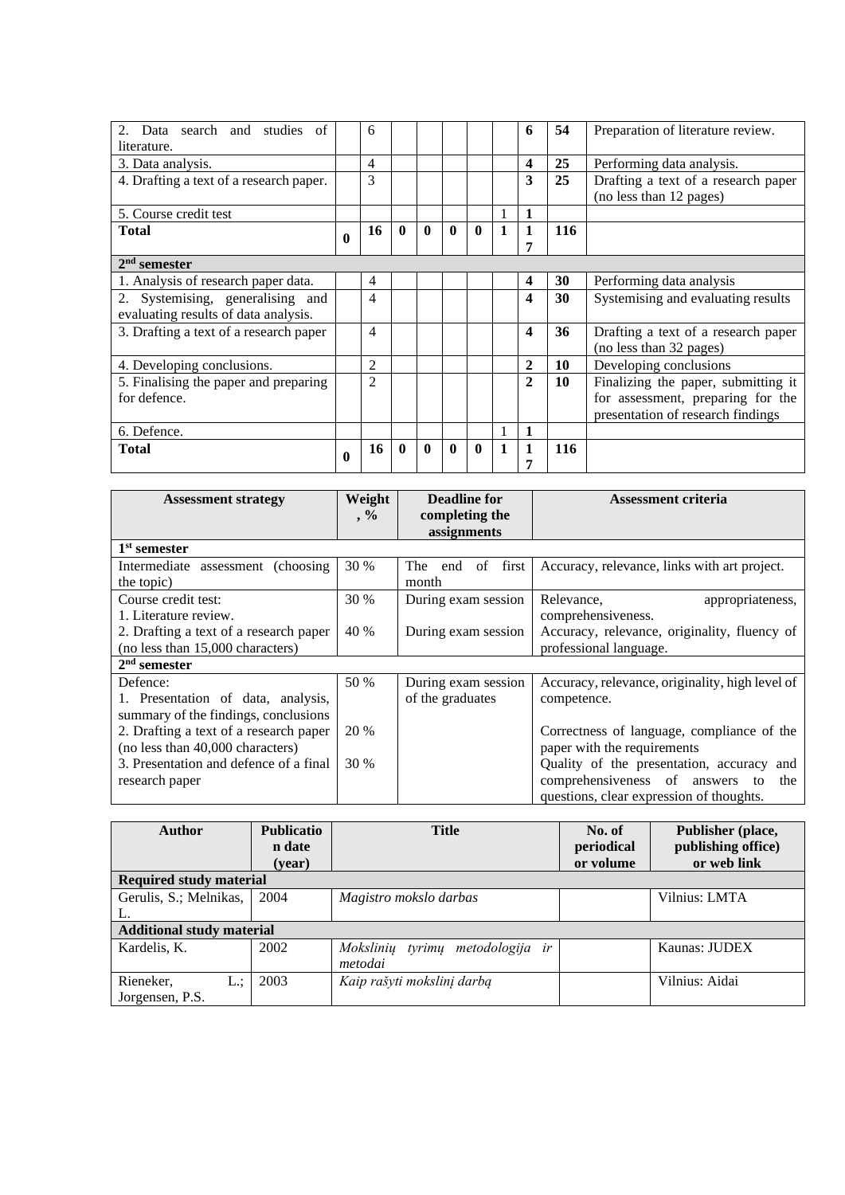| | | | | | | | | | | |
|---|---|---|---|---|---|---|---|---|---|---|
| 2. Data search and studies of literature. | | 6 | | | | | | 6 | 54 | Preparation of literature review. |
| 3. Data analysis. | | 4 | | | | | | 4 | 25 | Performing data analysis. |
| 4. Drafting a text of a research paper. | | 3 | | | | | | 3 | 25 | Drafting a text of a research paper (no less than 12 pages) |
| 5. Course credit test | | | | | | | 1 | 1 | | |
| **Total** | **0** | **16** | **0** | **0** | **0** | **0** | **1** | **17** | **116** | |
| **2nd semester** | | | | | | | | | | |
| 1. Analysis of research paper data. | | 4 | | | | | | 4 | 30 | Performing data analysis |
| 2. Systemising, generalising and evaluating results of data analysis. | | 4 | | | | | | 4 | 30 | Systemising and evaluating results |
| 3. Drafting a text of a research paper | | 4 | | | | | | 4 | 36 | Drafting a text of a research paper (no less than 32 pages) |
| 4. Developing conclusions. | | 2 | | | | | | 2 | 10 | Developing conclusions |
| 5. Finalising the paper and preparing for defence. | | 2 | | | | | | 2 | 10 | Finalizing the paper, submitting it for assessment, preparing for the presentation of research findings |
| 6. Defence. | | | | | | | 1 | 1 | | |
| **Total** | **0** | **16** | **0** | **0** | **0** | **0** | **1** | **17** | **116** | |

| Assessment strategy | Weight, % | Deadline for completing the assignments | Assessment criteria |
|---|---|---|---|
| **1st semester** | | | |
| Intermediate assessment (choosing the topic) | 30 % | The end of first month | Accuracy, relevance, links with art project. |
| Course credit test:<br>1. Literature review. | 30 % | During exam session | Relevance, appropriateness, comprehensiveness. |
| 2. Drafting a text of a research paper (no less than 15,000 characters) | 40 % | During exam session | Accuracy, relevance, originality, fluency of professional language. |
| **2nd semester** | | | |
| Defence:<br>1. Presentation of data, analysis, summary of the findings, conclusions | 50 % | During exam session of the graduates | Accuracy, relevance, originality, high level of competence. |
| 2. Drafting a text of a research paper (no less than 40,000 characters) | 20 % | | Correctness of language, compliance of the paper with the requirements |
| 3. Presentation and defence of a final research paper | 30 % | | Quality of the presentation, accuracy and comprehensiveness of answers to the questions, clear expression of thoughts. |

| Author | Publication date (year) | Title | No. of periodical or volume | Publisher (place, publishing office) or web link |
|---|---|---|---|---|
| **Required study material** | | | | |
| Gerulis, S.; Melnikas, L. | 2004 | *Magistro mokslo darbas* | | Vilnius: LMTA |
| **Additional study material** | | | | |
| Kardelis, K. | 2002 | *Mokslinių tyrimų metodologija ir metodai* | | Kaunas: JUDEX |
| Rieneker, L.; Jorgensen, P.S. | 2003 | *Kaip rašyti mokslinį darbą* | | Vilnius: Aidai |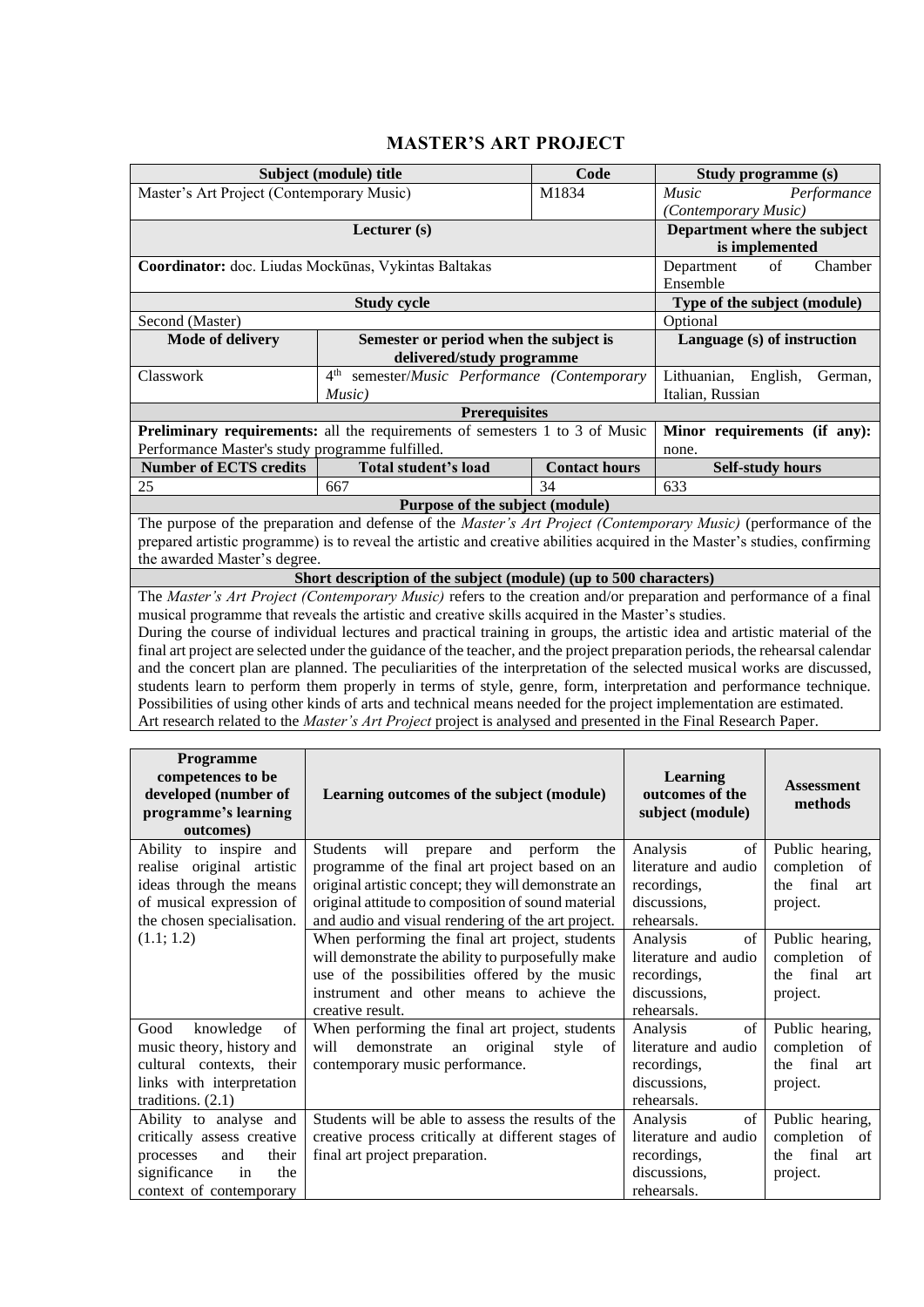## MASTER'S ART PROJECT

| Subject (module) title | | Code | Study programme (s) |
|---|---|---|---|
| Master's Art Project (Contemporary Music) | | M1834 | *Music Performance (Contemporary Music)* |
| **Lecturer (s)** | | | **Department where the subject is implemented** |
| **Coordinator:** doc. Liudas Mockūnas, Vykintas Baltakas | | | Department of Chamber Ensemble |
| **Study cycle** | | | **Type of the subject (module)** |
| Second (Master) | | | Optional |
| **Mode of delivery** | **Semester or period when the subject is delivered/study programme** | | **Language (s) of instruction** |
| Classwork | 4th semester/*Music Performance (Contemporary Music)* | | Lithuanian, English, German, Italian, Russian |
| **Prerequisites** | | | |
| **Preliminary requirements:** all the requirements of semesters 1 to 3 of Music Performance Master's study programme fulfilled. | | | **Minor requirements (if any):** none. |
| **Number of ECTS credits** | **Total student's load** | **Contact hours** | **Self-study hours** |
| 25 | 667 | 34 | 633 |
| **Purpose of the subject (module)** | | | |
| The purpose of the preparation and defense of the *Master's Art Project (Contemporary Music)* (performance of the prepared artistic programme) is to reveal the artistic and creative abilities acquired in the Master's studies, confirming the awarded Master's degree. | | | |
| **Short description of the subject (module) (up to 500 characters)** | | | |
| The *Master's Art Project (Contemporary Music)* refers to the creation and/or preparation and performance of a final musical programme that reveals the artistic and creative skills acquired in the Master's studies. During the course of individual lectures and practical training in groups, the artistic idea and artistic material of the final art project are selected under the guidance of the teacher, and the project preparation periods, the rehearsal calendar and the concert plan are planned. The peculiarities of the interpretation of the selected musical works are discussed, students learn to perform them properly in terms of style, genre, form, interpretation and performance technique. Possibilities of using other kinds of arts and technical means needed for the project implementation are estimated. Art research related to the *Master's Art Project* project is analysed and presented in the Final Research Paper. | | | |

| Programme competences to be developed (number of programme's learning outcomes) | Learning outcomes of the subject (module) | Learning outcomes of the subject (module) | Assessment methods |
|---|---|---|---|
| Ability to inspire and realise original artistic ideas through the means of musical expression of the chosen specialisation. (1.1; 1.2) | Students will prepare and perform the programme of the final art project based on an original artistic concept; they will demonstrate an original attitude to composition of sound material and audio and visual rendering of the art project. | Analysis of literature and audio recordings, discussions, rehearsals. | Public hearing, completion of the final art project. |
| | When performing the final art project, students will demonstrate the ability to purposefully make use of the possibilities offered by the music instrument and other means to achieve the creative result. | Analysis of literature and audio recordings, discussions, rehearsals. | Public hearing, completion of the final art project. |
| Good knowledge of music theory, history and cultural contexts, their links with interpretation traditions. (2.1) | When performing the final art project, students will demonstrate an original style of contemporary music performance. | Analysis of literature and audio recordings, discussions, rehearsals. | Public hearing, completion of the final art project. |
| Ability to analyse and critically assess creative processes and their significance in the context of contemporary | Students will be able to assess the results of the creative process critically at different stages of final art project preparation. | Analysis of literature and audio recordings, discussions, rehearsals. | Public hearing, completion of the final art project. |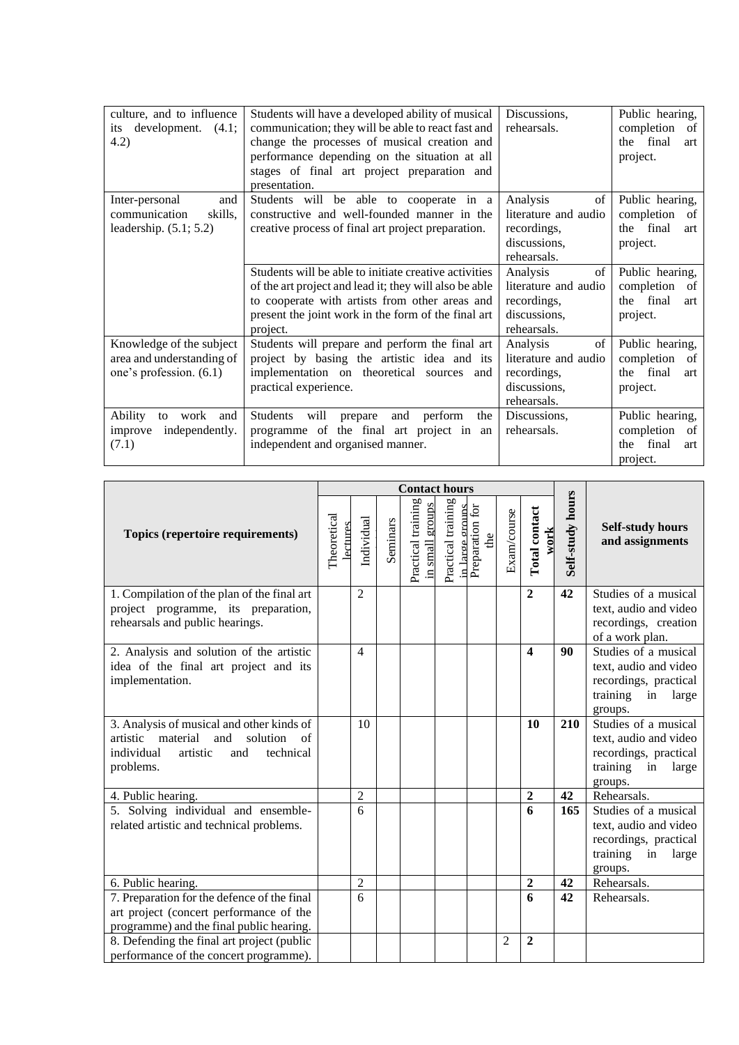| | | | |
|---|---|---|---|
| culture, and to influence its development. (4.1; 4.2) | Students will have a developed ability of musical communication; they will be able to react fast and change the processes of musical creation and performance depending on the situation at all stages of final art project preparation and presentation. | Discussions, rehearsals. | Public hearing, completion of the final art project. |
| Inter-personal and communication skills, leadership. (5.1; 5.2) | Students will be able to cooperate in a constructive and well-founded manner in the creative process of final art project preparation. | Analysis of literature and audio recordings, discussions, rehearsals. | Public hearing, completion of the final art project. |
| | Students will be able to initiate creative activities of the art project and lead it; they will also be able to cooperate with artists from other areas and present the joint work in the form of the final art project. | Analysis of literature and audio recordings, discussions, rehearsals. | Public hearing, completion of the final art project. |
| Knowledge of the subject area and understanding of one's profession. (6.1) | Students will prepare and perform the final art project by basing the artistic idea and its implementation on theoretical sources and practical experience. | Analysis of literature and audio recordings, discussions, rehearsals. | Public hearing, completion of the final art project. |
| Ability to work and improve independently. (7.1) | Students will prepare and perform the programme of the final art project in an independent and organised manner. | Discussions, rehearsals. | Public hearing, completion of the final art project. |

| Topics (repertoire requirements) | Contact hours | | | | | | | | Self-study hours | Self-study hours and assignments |
|---|---|---|---|---|---|---|---|---|---|---|
| | Theoretical lectures | Individual | Seminars | Practical training in small groups | Practical training in large groups | Preparation for the | Exam/course | **Total contact work** | | |
| 1. Compilation of the plan of the final art project programme, its preparation, rehearsals and public hearings. | | 2 | | | | | | **2** | **42** | Studies of a musical text, audio and video recordings, creation of a work plan. |
| 2. Analysis and solution of the artistic idea of the final art project and its implementation. | | 4 | | | | | | **4** | **90** | Studies of a musical text, audio and video recordings, practical training in large groups. |
| 3. Analysis of musical and other kinds of artistic material and solution of individual artistic and technical problems. | | 10 | | | | | | **10** | **210** | Studies of a musical text, audio and video recordings, practical training in large groups. |
| 4. Public hearing. | | 2 | | | | | | **2** | **42** | Rehearsals. |
| 5. Solving individual and ensemble-related artistic and technical problems. | | 6 | | | | | | **6** | **165** | Studies of a musical text, audio and video recordings, practical training in large groups. |
| 6. Public hearing. | | 2 | | | | | | **2** | **42** | Rehearsals. |
| 7. Preparation for the defence of the final art project (concert performance of the programme) and the final public hearing. | | 6 | | | | | | **6** | **42** | Rehearsals. |
| 8. Defending the final art project (public performance of the concert programme). | | | | | | | 2 | **2** | | |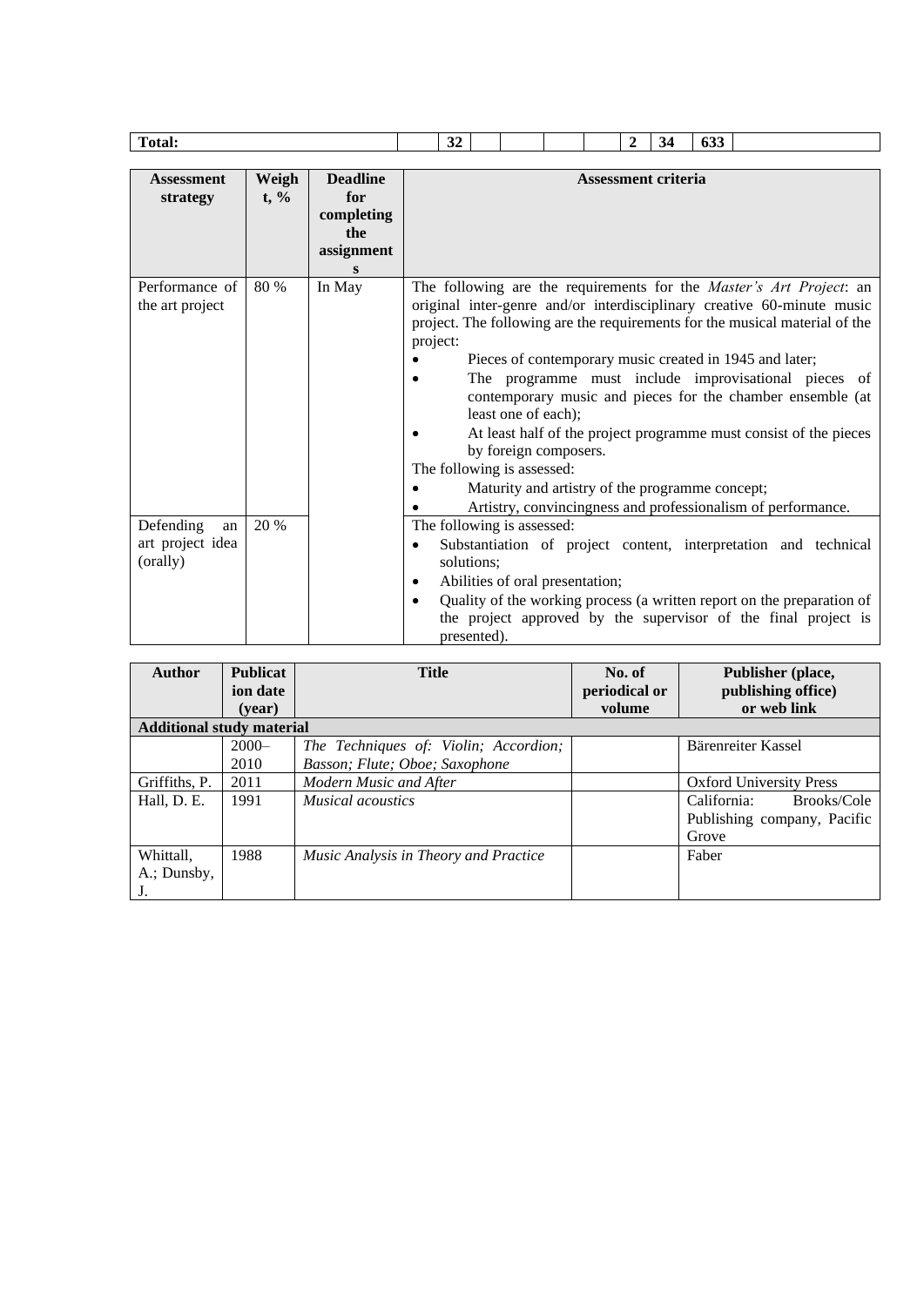| Total: | | 32 | | | | | 2 | 34 | 633 | |
|---|---|---|---|---|---|---|---|---|---|---|

| Assessment strategy | Weight, % | Deadline for completing the assignments | Assessment criteria |
|---|---|---|---|
| Performance of the art project | 80 % | In May | The following are the requirements for the *Master's Art Project*: an original inter-genre and/or interdisciplinary creative 60-minute music project. The following are the requirements for the musical material of the project:<br>• Pieces of contemporary music created in 1945 and later;<br>• The programme must include improvisational pieces of contemporary music and pieces for the chamber ensemble (at least one of each);<br>• At least half of the project programme must consist of the pieces by foreign composers.<br>The following is assessed:<br>• Maturity and artistry of the programme concept;<br>• Artistry, convincingness and professionalism of performance. |
| Defending an art project idea (orally) | 20 % | | The following is assessed:<br>• Substantiation of project content, interpretation and technical solutions;<br>• Abilities of oral presentation;<br>• Quality of the working process (a written report on the preparation of the project approved by the supervisor of the final project is presented). |

| Author | Publication date (year) | Title | No. of periodical or volume | Publisher (place, publishing office) or web link |
|---|---|---|---|---|
| **Additional study material** | | | | |
| | 2000–2010 | *The Techniques of: Violin; Accordion; Basson; Flute; Oboe; Saxophone* | | Bärenreiter Kassel |
| Griffiths, P. | 2011 | *Modern Music and After* | | Oxford University Press |
| Hall, D. E. | 1991 | *Musical acoustics* | | California: Brooks/Cole Publishing company, Pacific Grove |
| Whittall, A.; Dunsby, J. | 1988 | *Music Analysis in Theory and Practice* | | Faber |